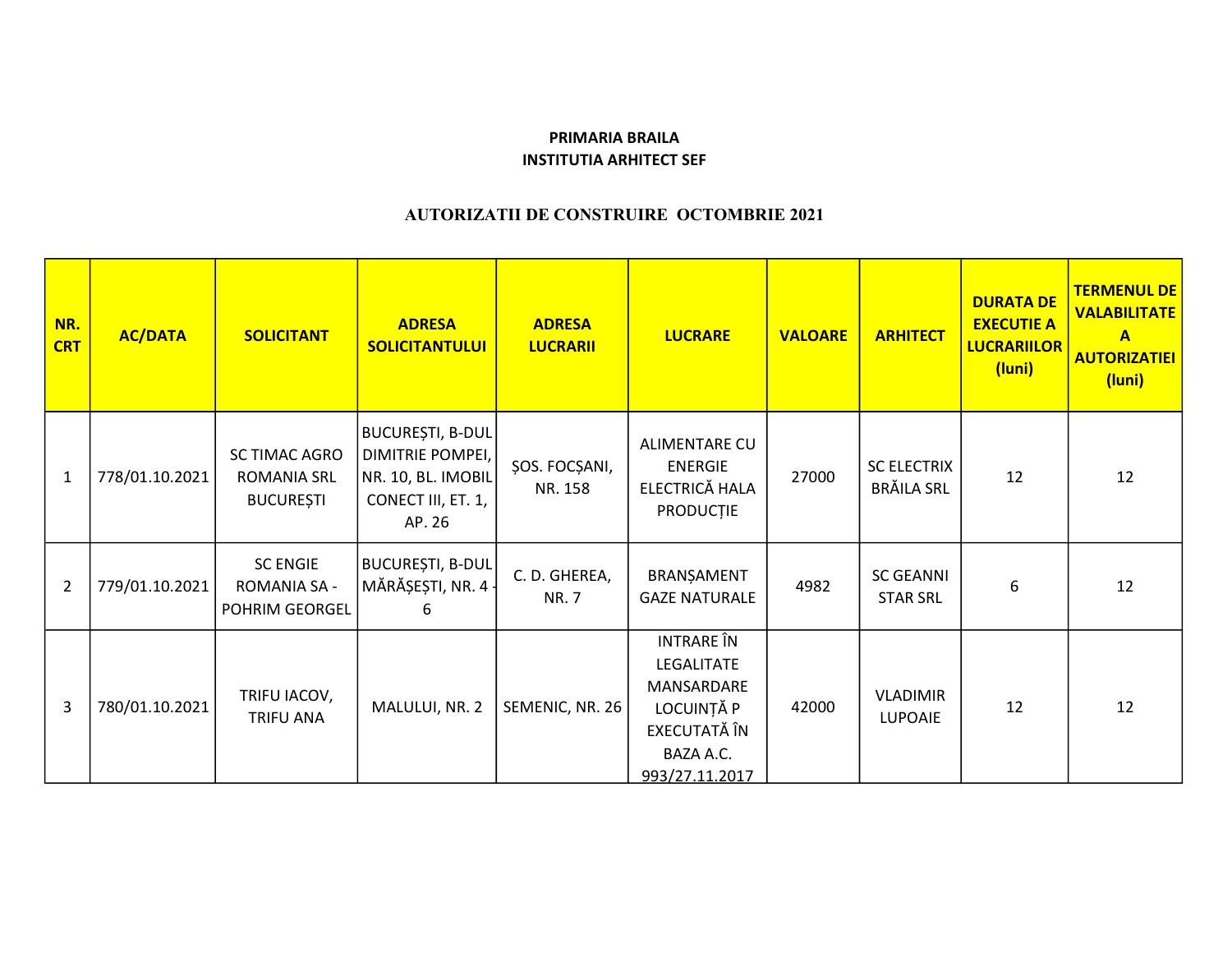**PRIMARIA BRAILA**
**INSTITUTIA ARHITECT SEF**

**AUTORIZATII DE CONSTRUIRE OCTOMBRIE 2021**

| NR. CRT | AC/DATA | SOLICITANT | ADRESA SOLICITANTULUI | ADRESA LUCRARII | LUCRARE | VALOARE | ARHITECT | DURATA DE EXECUTIE A LUCRARIILOR (luni) | TERMENUL DE VALABILITATE A AUTORIZATIEI (luni) |
|---|---|---|---|---|---|---|---|---|---|
| 1 | 778/01.10.2021 | SC TIMAC AGRO ROMANIA SRL BUCUREȘTI | BUCUREȘTI, B-DUL DIMITRIE POMPEI, NR. 10, BL. IMOBIL CONECT III, ET. 1, AP. 26 | ȘOS. FOCȘANI, NR. 158 | ALIMENTARE CU ENERGIE ELECTRICĂ HALA PRODUCȚIE | 27000 | SC ELECTRIX BRĂILA SRL | 12 | 12 |
| 2 | 779/01.10.2021 | SC ENGIE ROMANIA SA - POHRIM GEORGEL | BUCUREȘTI, B-DUL MĂRĂȘEȘTI, NR. 4 - 6 | C. D. GHEREA, NR. 7 | BRANȘAMENT GAZE NATURALE | 4982 | SC GEANNI STAR SRL | 6 | 12 |
| 3 | 780/01.10.2021 | TRIFU IACOV, TRIFU ANA | MALULUI, NR. 2 | SEMENIC, NR. 26 | INTRARE ÎN LEGALITATE MANSARDARE LOCUINȚĂ P EXECUTATĂ ÎN BAZA A.C. 993/27.11.2017 | 42000 | VLADIMIR LUPOAIE | 12 | 12 |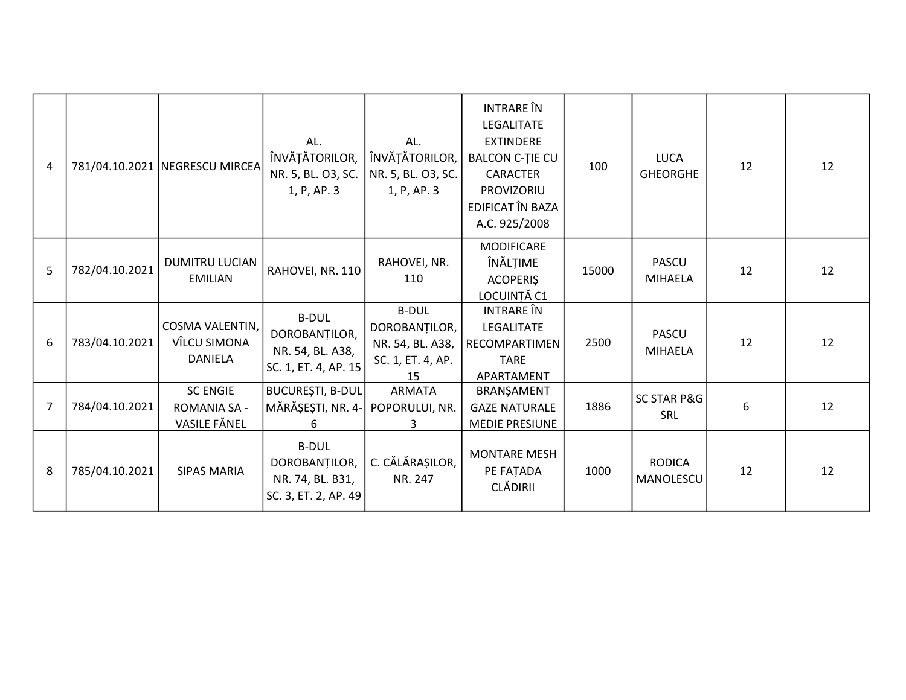| | | | | | | | | | |
|---|---|---|---|---|---|---|---|---|---|
| 4 | 781/04.10.2021 | NEGRESCU MIRCEA | AL. ÎNVĂȚĂTORILOR, NR. 5, BL. O3, SC. 1, P, AP. 3 | AL. ÎNVĂȚĂTORILOR, NR. 5, BL. O3, SC. 1, P, AP. 3 | INTRARE ÎN LEGALITATE EXTINDERE BALCON C-ȚIE CU CARACTER PROVIZORIU EDIFICAT ÎN BAZA A.C. 925/2008 | 100 | LUCA GHEORGHE | 12 | 12 |
| 5 | 782/04.10.2021 | DUMITRU LUCIAN EMILIAN | RAHOVEI, NR. 110 | RAHOVEI, NR. 110 | MODIFICARE ÎNĂLȚIME ACOPERIȘ LOCUINȚĂ C1 | 15000 | PASCU MIHAELA | 12 | 12 |
| 6 | 783/04.10.2021 | COSMA VALENTIN, VÎLCU SIMONA DANIELA | B-DUL DOROBANȚILOR, NR. 54, BL. A38, SC. 1, ET. 4, AP. 15 | B-DUL DOROBANȚILOR, NR. 54, BL. A38, SC. 1, ET. 4, AP. 15 | INTRARE ÎN LEGALITATE RECOMPARTIMENTARE APARTAMENT | 2500 | PASCU MIHAELA | 12 | 12 |
| 7 | 784/04.10.2021 | SC ENGIE ROMANIA SA - VASILE FĂNEL | BUCUREȘTI, B-DUL MĂRĂȘEȘTI, NR. 4-6 | ARMATA POPORULUI, NR. 3 | BRANȘAMENT GAZE NATURALE MEDIE PRESIUNE | 1886 | SC STAR P&G SRL | 6 | 12 |
| 8 | 785/04.10.2021 | SIPAS MARIA | B-DUL DOROBANȚILOR, NR. 74, BL. B31, SC. 3, ET. 2, AP. 49 | C. CĂLĂRAȘILOR, NR. 247 | MONTARE MESH PE FAȚADA CLĂDIRII | 1000 | RODICA MANOLESCU | 12 | 12 |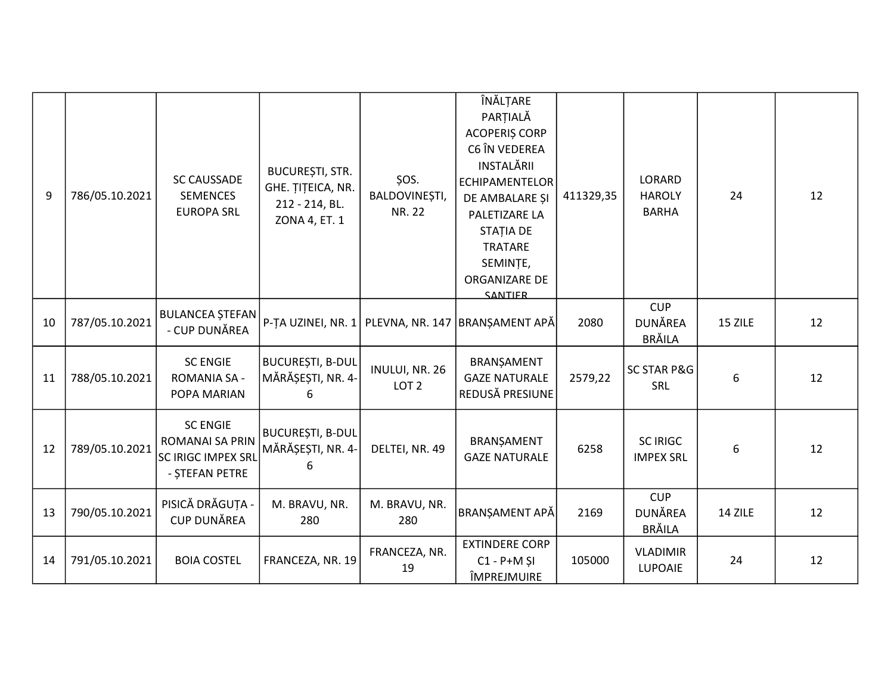| 9 | 786/05.10.2021 | SC CAUSSADE SEMENCES EUROPA SRL | BUCUREȘTI, STR. GHE. ȚIȚEICA, NR. 212 - 214, BL. ZONA 4, ET. 1 | ȘOS. BALDOVINEȘTI, NR. 22 | ÎNĂLȚARE PARȚIALĂ ACOPERIȘ CORP C6 ÎN VEDEREA INSTALĂRII ECHIPAMENTELOR DE AMBALARE ȘI PALETIZARE LA STAȚIA DE TRATARE SEMINȚE, ORGANIZARE DE ȘANTIER | 411329,35 | LORARD HAROLY BARHA | 24 | 12 |
|---|---|---|---|---|---|---|---|---|---|
| 10 | 787/05.10.2021 | BULANCEA ȘTEFAN - CUP DUNĂREA | P-ȚA UZINEI, NR. 1 | PLEVNA, NR. 147 | BRANȘAMENT APĂ | 2080 | CUP DUNĂREA BRĂILA | 15 ZILE | 12 |
| 11 | 788/05.10.2021 | SC ENGIE ROMANIA SA - POPA MARIAN | BUCUREȘTI, B-DUL MĂRĂȘEȘTI, NR. 4-6 | INULUI, NR. 26 LOT 2 | BRANȘAMENT GAZE NATURALE REDUSĂ PRESIUNE | 2579,22 | SC STAR P&G SRL | 6 | 12 |
| 12 | 789/05.10.2021 | SC ENGIE ROMANAI SA PRIN SC IRIGC IMPEX SRL - ȘTEFAN PETRE | BUCUREȘTI, B-DUL MĂRĂȘEȘTI, NR. 4-6 | DELTEI, NR. 49 | BRANȘAMENT GAZE NATURALE | 6258 | SC IRIGC IMPEX SRL | 6 | 12 |
| 13 | 790/05.10.2021 | PISICĂ DRĂGUȚA - CUP DUNĂREA | M. BRAVU, NR. 280 | M. BRAVU, NR. 280 | BRANȘAMENT APĂ | 2169 | CUP DUNĂREA BRĂILA | 14 ZILE | 12 |
| 14 | 791/05.10.2021 | BOIA COSTEL | FRANCEZA, NR. 19 | FRANCEZA, NR. 19 | EXTINDERE CORP C1 - P+M ȘI ÎMPREJMUIRE | 105000 | VLADIMIR LUPOAIE | 24 | 12 |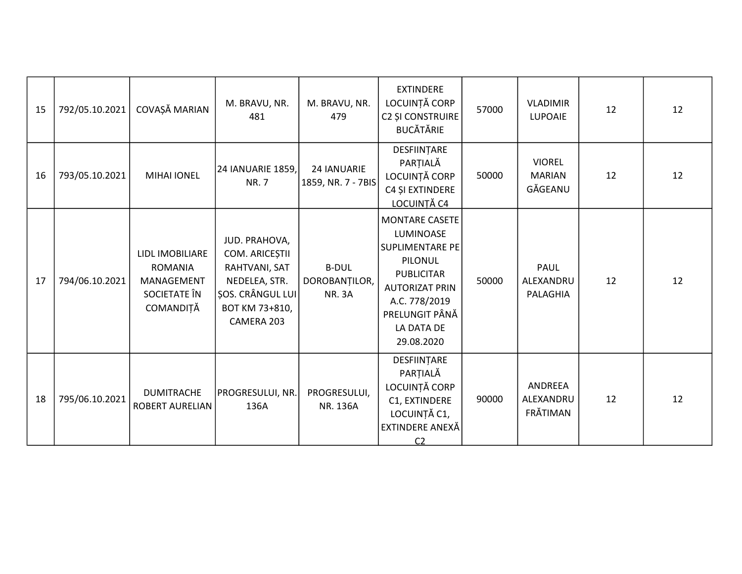| | | | | | | | | | |
|---|---|---|---|---|---|---|---|---|---|
| 15 | 792/05.10.2021 | COVAȘĂ MARIAN | M. BRAVU, NR. 481 | M. BRAVU, NR. 479 | EXTINDERE LOCUINȚĂ CORP C2 ȘI CONSTRUIRE BUCĂTĂRIE | 57000 | VLADIMIR LUPOAIE | 12 | 12 |
| 16 | 793/05.10.2021 | MIHAI IONEL | 24 IANUARIE 1859, NR. 7 | 24 IANUARIE 1859, NR. 7 - 7BIS | DESFIINȚARE PARȚIALĂ LOCUINȚĂ CORP C4 ȘI EXTINDERE LOCUINȚĂ C4 | 50000 | VIOREL MARIAN GĂGEANU | 12 | 12 |
| 17 | 794/06.10.2021 | LIDL IMOBILIARE ROMANIA MANAGEMENT SOCIETATE ÎN COMANDIȚĂ | JUD. PRAHOVA, COM. ARICEȘTII RAHTVANI, SAT NEDELEA, STR. ȘOS. CRÂNGUL LUI BOT KM 73+810, CAMERA 203 | B-DUL DOROBANȚILOR, NR. 3A | MONTARE CASETE LUMINOASE SUPLIMENTARE PE PILONUL PUBLICITAR AUTORIZAT PRIN A.C. 778/2019 PRELUNGIT PÂNĂ LA DATA DE 29.08.2020 | 50000 | PAUL ALEXANDRU PALAGHIA | 12 | 12 |
| 18 | 795/06.10.2021 | DUMITRACHE ROBERT AURELIAN | PROGRESULUI, NR. 136A | PROGRESULUI, NR. 136A | DESFIINȚARE PARȚIALĂ LOCUINȚĂ CORP C1, EXTINDERE LOCUINȚĂ C1, EXTINDERE ANEXĂ C2 | 90000 | ANDREEA ALEXANDRU FRĂTIMAN | 12 | 12 |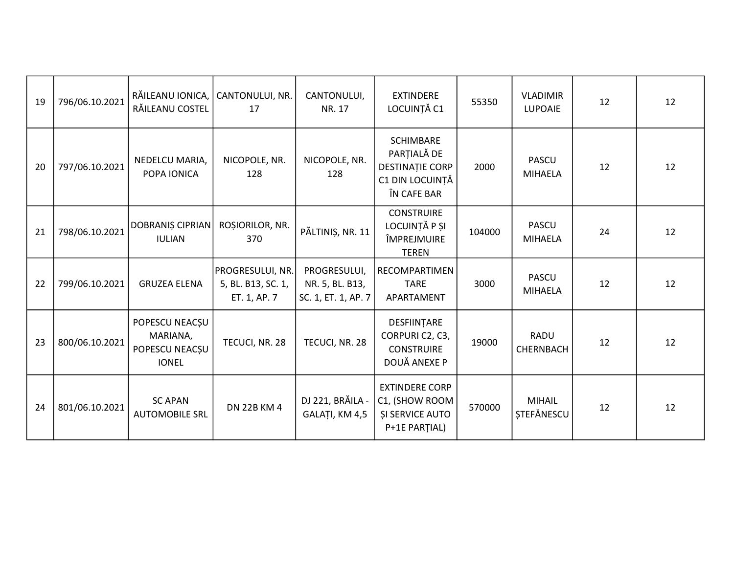| 19 | 796/06.10.2021 | RĂILEANU IONICA, RĂILEANU COSTEL | CANTONULUI, NR. 17 | CANTONULUI, NR. 17 | EXTINDERE LOCUINȚĂ C1 | 55350 | VLADIMIR LUPOAIE | 12 | 12 |
|---|---|---|---|---|---|---|---|---|---|
| 20 | 797/06.10.2021 | NEDELCU MARIA, POPA IONICA | NICOPOLE, NR. 128 | NICOPOLE, NR. 128 | SCHIMBARE PARȚIALĂ DE DESTINAȚIE CORP C1 DIN LOCUINȚĂ ÎN CAFE BAR | 2000 | PASCU MIHAELA | 12 | 12 |
| 21 | 798/06.10.2021 | DOBRANIȘ CIPRIAN IULIAN | ROȘIORILOR, NR. 370 | PĂLTINIȘ, NR. 11 | CONSTRUIRE LOCUINȚĂ P ȘI ÎMPREJMUIRE TEREN | 104000 | PASCU MIHAELA | 24 | 12 |
| 22 | 799/06.10.2021 | GRUZEA ELENA | PROGRESULUI, NR. 5, BL. B13, SC. 1, ET. 1, AP. 7 | PROGRESULUI, NR. 5, BL. B13, SC. 1, ET. 1, AP. 7 | RECOMPARTIMENTARE APARTAMENT | 3000 | PASCU MIHAELA | 12 | 12 |
| 23 | 800/06.10.2021 | POPESCU NEACȘU MARIANA, POPESCU NEACȘU IONEL | TECUCI, NR. 28 | TECUCI, NR. 28 | DESFIINȚARE CORPURI C2, C3, CONSTRUIRE DOUĂ ANEXE P | 19000 | RADU CHERNBACH | 12 | 12 |
| 24 | 801/06.10.2021 | SC APAN AUTOMOBILE SRL | DN 22B KM 4 | DJ 221, BRĂILA - GALAȚI, KM 4,5 | EXTINDERE CORP C1, (SHOW ROOM ȘI SERVICE AUTO P+1E PARȚIAL) | 570000 | MIHAIL ȘTEFĂNESCU | 12 | 12 |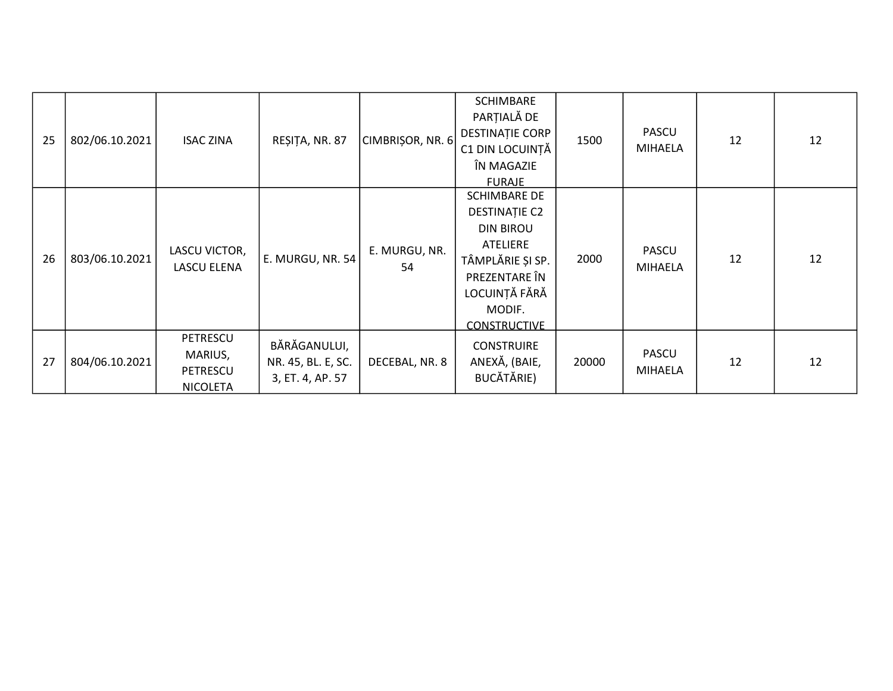| | | | | | | | | | |
|---|---|---|---|---|---|---|---|---|---|
| 25 | 802/06.10.2021 | ISAC ZINA | REȘIȚA, NR. 87 | CIMBRIȘOR, NR. 6 | SCHIMBARE PARȚIALĂ DE DESTINAȚIE CORP C1 DIN LOCUINȚĂ ÎN MAGAZIE FURAJE | 1500 | PASCU MIHAELA | 12 | 12 |
| 26 | 803/06.10.2021 | LASCU VICTOR, LASCU ELENA | E. MURGU, NR. 54 | E. MURGU, NR. 54 | SCHIMBARE DE DESTINAȚIE C2 DIN BIROU ATELIERE TÂMPLĂRIE ȘI SP. PREZENTARE ÎN LOCUINȚĂ FĂRĂ MODIF. CONSTRUCTIVE | 2000 | PASCU MIHAELA | 12 | 12 |
| 27 | 804/06.10.2021 | PETRESCU MARIUS, PETRESCU NICOLETA | BĂRĂGANULUI, NR. 45, BL. E, SC. 3, ET. 4, AP. 57 | DECEBAL, NR. 8 | CONSTRUIRE ANEXĂ, (BAIE, BUCĂTĂRIE) | 20000 | PASCU MIHAELA | 12 | 12 |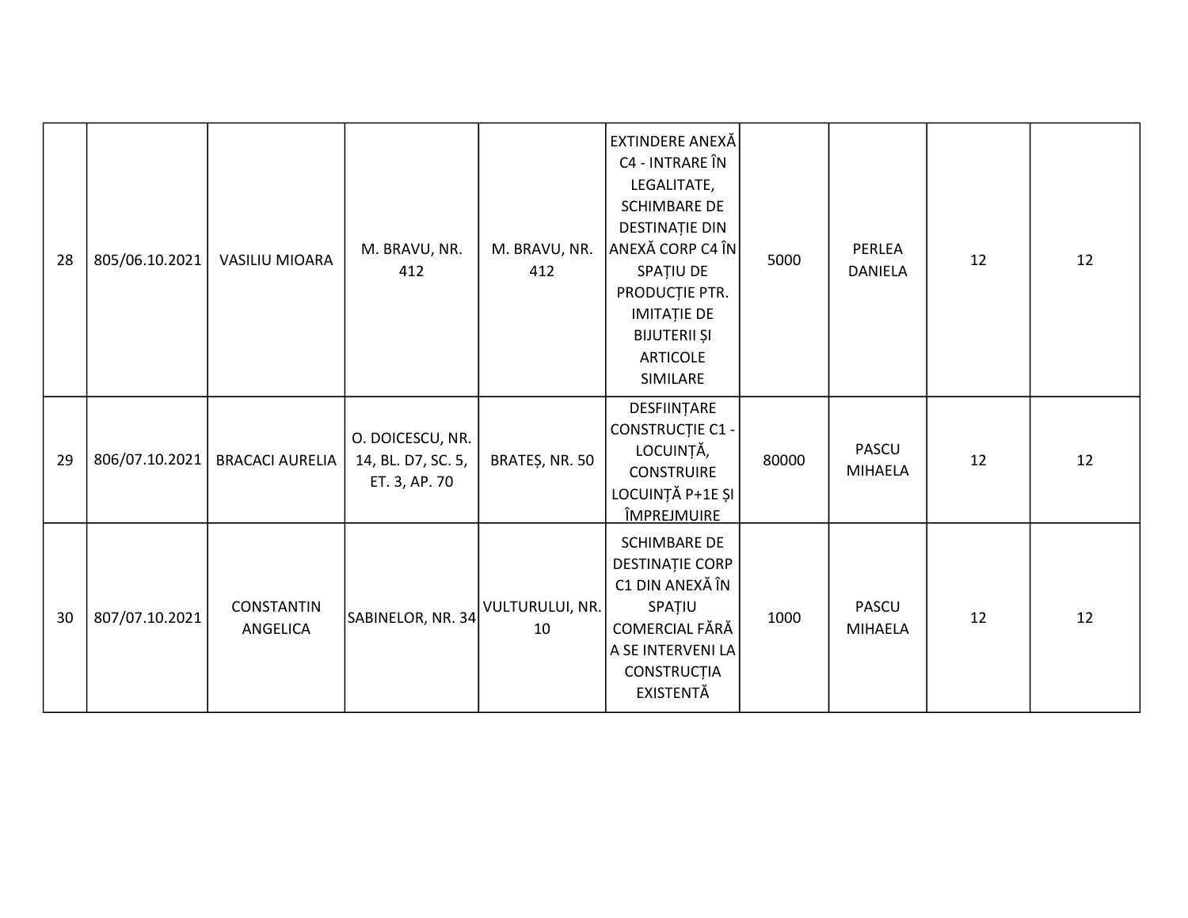| | | | | | | | | | |
|---|---|---|---|---|---|---|---|---|---|
| 28 | 805/06.10.2021 | VASILIU MIOARA | M. BRAVU, NR. 412 | M. BRAVU, NR. 412 | EXTINDERE ANEXĂ C4 - INTRARE ÎN LEGALITATE, SCHIMBARE DE DESTINAȚIE DIN ANEXĂ CORP C4 ÎN SPAȚIU DE PRODUCȚIE PTR. IMITAȚIE DE BIJUTERII ȘI ARTICOLE SIMILARE | 5000 | PERLEA DANIELA | 12 | 12 |
| 29 | 806/07.10.2021 | BRACACI AURELIA | O. DOICESCU, NR. 14, BL. D7, SC. 5, ET. 3, AP. 70 | BRATEȘ, NR. 50 | DESFIINȚARE CONSTRUCȚIE C1 - LOCUINȚĂ, CONSTRUIRE LOCUINȚĂ P+1E ȘI ÎMPREJMUIRE | 80000 | PASCU MIHAELA | 12 | 12 |
| 30 | 807/07.10.2021 | CONSTANTIN ANGELICA | SABINELOR, NR. 34 | VULTURULUI, NR. 10 | SCHIMBARE DE DESTINAȚIE CORP C1 DIN ANEXĂ ÎN SPAȚIU COMERCIAL FĂRĂ A SE INTERVENI LA CONSTRUCȚIA EXISTENTĂ | 1000 | PASCU MIHAELA | 12 | 12 |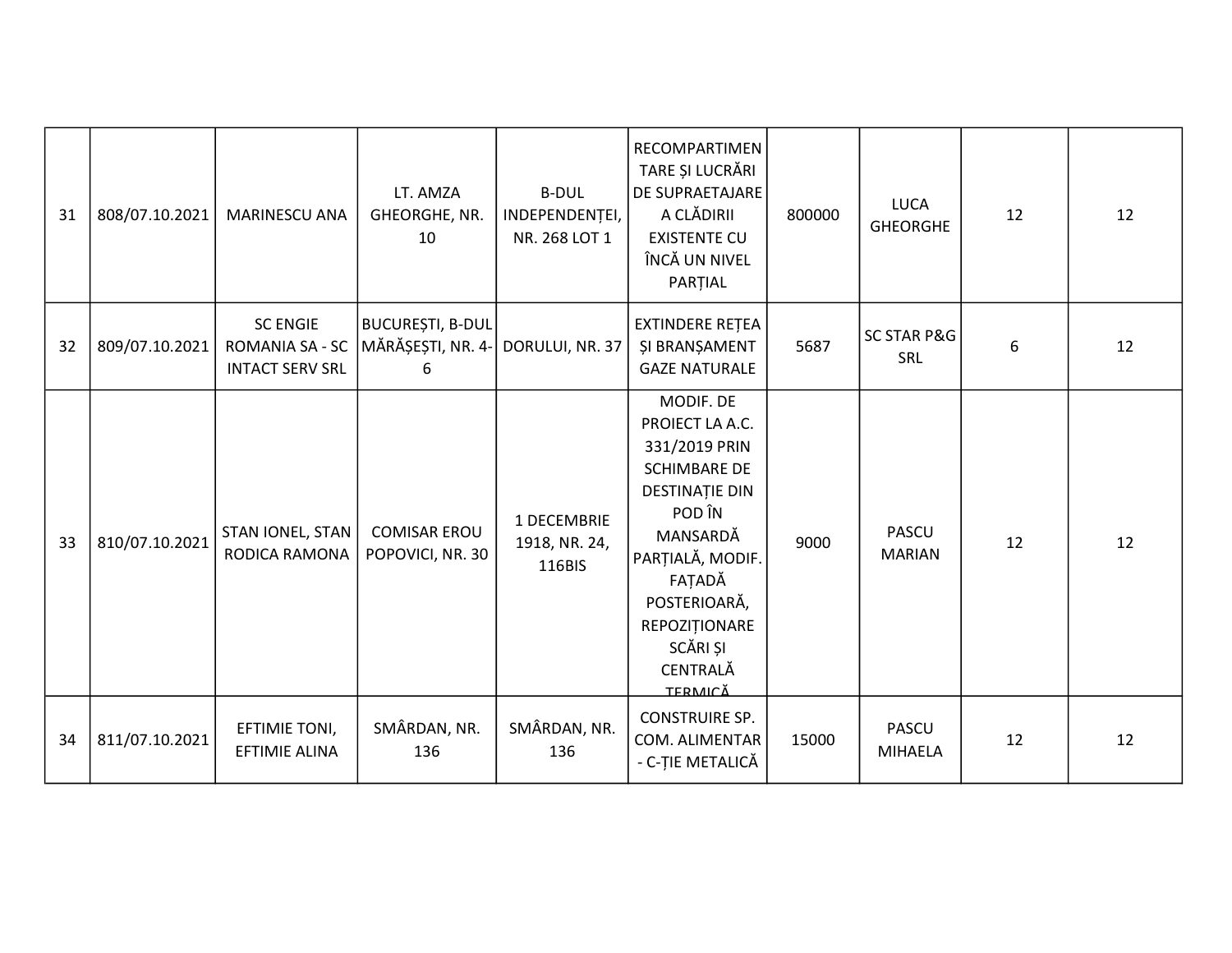| 31 | 808/07.10.2021 | MARINESCU ANA | LT. AMZA GHEORGHE, NR. 10 | B-DUL INDEPENDENȚEI, NR. 268 LOT 1 | RECOMPARTIMENTARE ȘI LUCRĂRI DE SUPRAETAJARE A CLĂDIRII EXISTENTE CU ÎNCĂ UN NIVEL PARȚIAL | 800000 | LUCA GHEORGHE | 12 | 12 |
|---|---|---|---|---|---|---|---|---|---|
| 32 | 809/07.10.2021 | SC ENGIE ROMANIA SA - SC INTACT SERV SRL | BUCUREȘTI, B-DUL MĂRĂȘEȘTI, NR. 4-6 | DORULUI, NR. 37 | EXTINDERE REȚEA ȘI BRANȘAMENT GAZE NATURALE | 5687 | SC STAR P&G SRL | 6 | 12 |
| 33 | 810/07.10.2021 | STAN IONEL, STAN RODICA RAMONA | COMISAR EROU POPOVICI, NR. 30 | 1 DECEMBRIE 1918, NR. 24, 116BIS | MODIF. DE PROIECT LA A.C. 331/2019 PRIN SCHIMBARE DE DESTINAȚIE DIN POD ÎN MANSARDĂ PARȚIALĂ, MODIF. FAȚADĂ POSTERIOARĂ, REPOZIȚIONARE SCĂRI ȘI CENTRALĂ TERMICĂ | 9000 | PASCU MARIAN | 12 | 12 |
| 34 | 811/07.10.2021 | EFTIMIE TONI, EFTIMIE ALINA | SMÂRDAN, NR. 136 | SMÂRDAN, NR. 136 | CONSTRUIRE SP. COM. ALIMENTAR - C-ȚIE METALICĂ | 15000 | PASCU MIHAELA | 12 | 12 |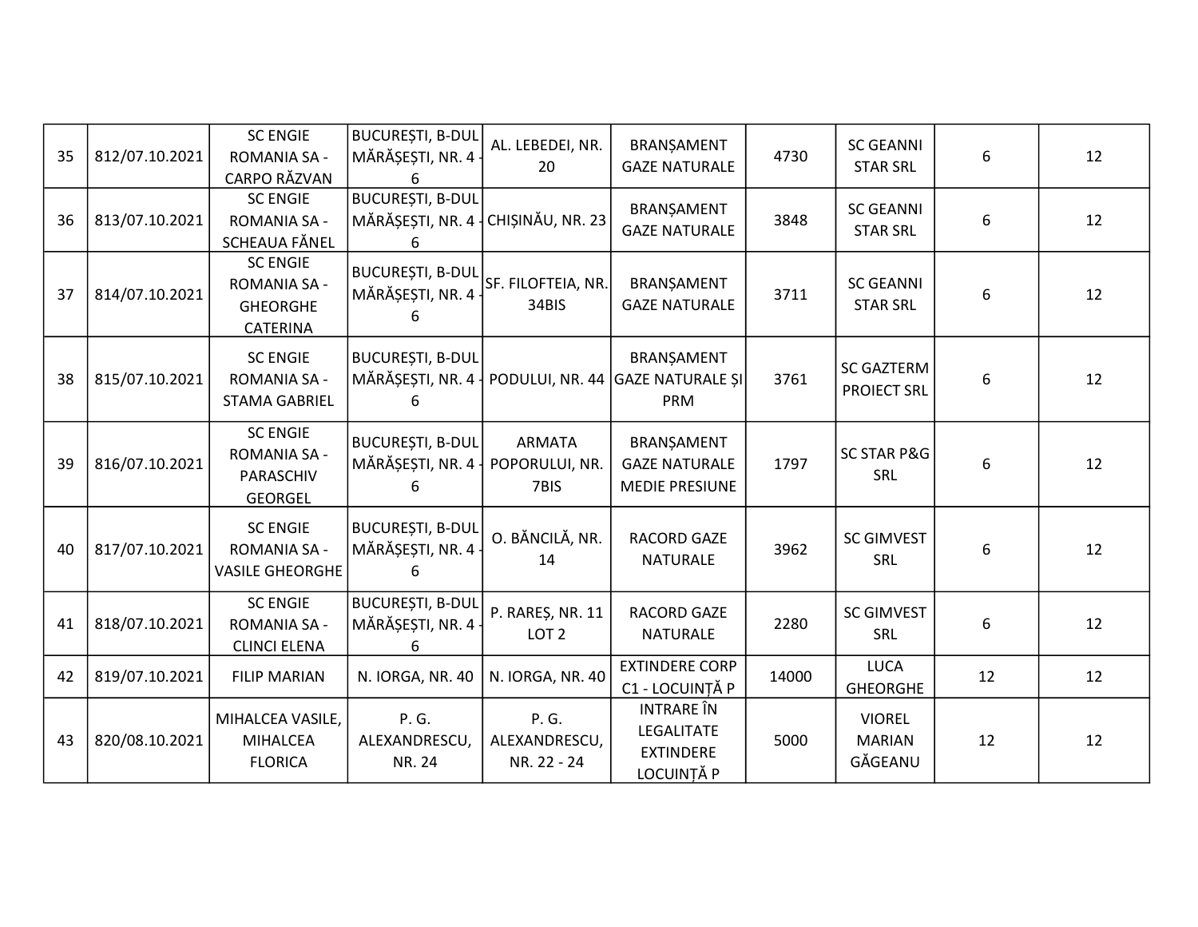| | | | | | | | | | |
|---|---|---|---|---|---|---|---|---|---|
| 35 | 812/07.10.2021 | SC ENGIE ROMANIA SA - CARPO RĂZVAN | BUCUREȘTI, B-DUL MĂRĂȘEȘTI, NR. 4 - 6 | AL. LEBEDEI, NR. 20 | BRANȘAMENT GAZE NATURALE | 4730 | SC GEANNI STAR SRL | 6 | 12 |
| 36 | 813/07.10.2021 | SC ENGIE ROMANIA SA - SCHEAUA FĂNEL | BUCUREȘTI, B-DUL MĂRĂȘEȘTI, NR. 4 - 6 | CHIȘINĂU, NR. 23 | BRANȘAMENT GAZE NATURALE | 3848 | SC GEANNI STAR SRL | 6 | 12 |
| 37 | 814/07.10.2021 | SC ENGIE ROMANIA SA - GHEORGHE CATERINA | BUCUREȘTI, B-DUL MĂRĂȘEȘTI, NR. 4 - 6 | SF. FILOFTEIA, NR. 34BIS | BRANȘAMENT GAZE NATURALE | 3711 | SC GEANNI STAR SRL | 6 | 12 |
| 38 | 815/07.10.2021 | SC ENGIE ROMANIA SA - STAMA GABRIEL | BUCUREȘTI, B-DUL MĂRĂȘEȘTI, NR. 4 - 6 | PODULUI, NR. 44 | BRANȘAMENT GAZE NATURALE ȘI PRM | 3761 | SC GAZTERM PROIECT SRL | 6 | 12 |
| 39 | 816/07.10.2021 | SC ENGIE ROMANIA SA - PARASCHIV GEORGEL | BUCUREȘTI, B-DUL MĂRĂȘEȘTI, NR. 4 - 6 | ARMATA POPORULUI, NR. 7BIS | BRANȘAMENT GAZE NATURALE MEDIE PRESIUNE | 1797 | SC STAR P&G SRL | 6 | 12 |
| 40 | 817/07.10.2021 | SC ENGIE ROMANIA SA - VASILE GHEORGHE | BUCUREȘTI, B-DUL MĂRĂȘEȘTI, NR. 4 - 6 | O. BĂNCILĂ, NR. 14 | RACORD GAZE NATURALE | 3962 | SC GIMVEST SRL | 6 | 12 |
| 41 | 818/07.10.2021 | SC ENGIE ROMANIA SA - CLINCI ELENA | BUCUREȘTI, B-DUL MĂRĂȘEȘTI, NR. 4 - 6 | P. RAREȘ, NR. 11 LOT 2 | RACORD GAZE NATURALE | 2280 | SC GIMVEST SRL | 6 | 12 |
| 42 | 819/07.10.2021 | FILIP MARIAN | N. IORGA, NR. 40 | N. IORGA, NR. 40 | EXTINDERE CORP C1 - LOCUINȚĂ P | 14000 | LUCA GHEORGHE | 12 | 12 |
| 43 | 820/08.10.2021 | MIHALCEA VASILE, MIHALCEA FLORICA | P. G. ALEXANDRESCU, NR. 24 | P. G. ALEXANDRESCU, NR. 22 - 24 | INTRARE ÎN LEGALITATE EXTINDERE LOCUINȚĂ P | 5000 | VIOREL MARIAN GĂGEANU | 12 | 12 |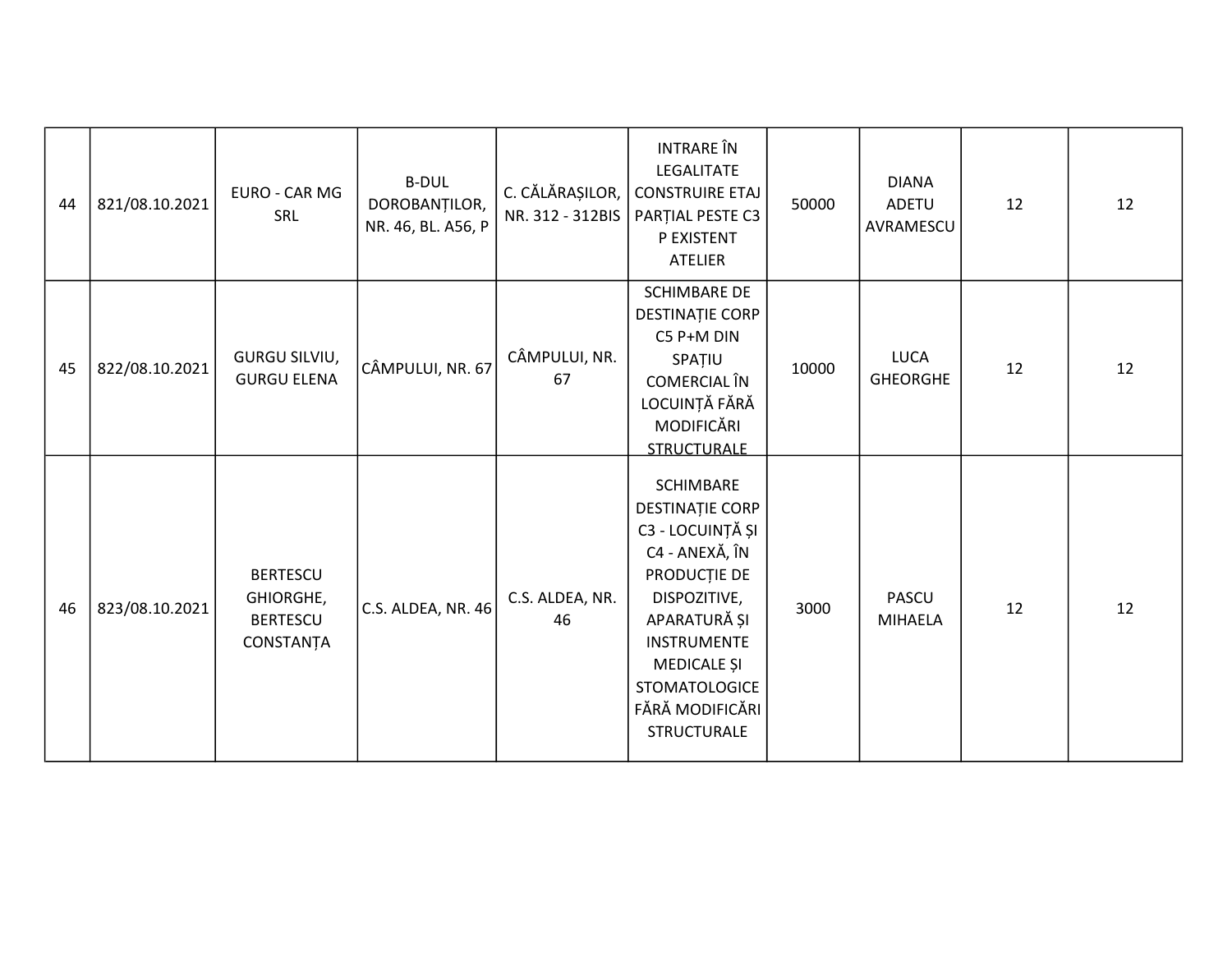| 44 | 821/08.10.2021 | EURO - CAR MG SRL | B-DUL DOROBANȚILOR, NR. 46, BL. A56, P | C. CĂLĂRAȘILOR, NR. 312 - 312BIS | INTRARE ÎN LEGALITATE CONSTRUIRE ETAJ PARȚIAL PESTE C3 P EXISTENT ATELIER | 50000 | DIANA ADETU AVRAMESCU | 12 | 12 |
|---|---|---|---|---|---|---|---|---|---|
| 45 | 822/08.10.2021 | GURGU SILVIU, GURGU ELENA | CÂMPULUI, NR. 67 | CÂMPULUI, NR. 67 | SCHIMBARE DE DESTINAȚIE CORP C5 P+M DIN SPAȚIU COMERCIAL ÎN LOCUINȚĂ FĂRĂ MODIFICĂRI STRUCTURALE | 10000 | LUCA GHEORGHE | 12 | 12 |
| 46 | 823/08.10.2021 | BERTESCU GHIORGHE, BERTESCU CONSTANȚA | C.S. ALDEA, NR. 46 | C.S. ALDEA, NR. 46 | SCHIMBARE DESTINAȚIE CORP C3 - LOCUINȚĂ ȘI C4 - ANEXĂ, ÎN PRODUCȚIE DE DISPOZITIVE, APARATURĂ ȘI INSTRUMENTE MEDICALE ȘI STOMATOLOGICE FĂRĂ MODIFICĂRI STRUCTURALE | 3000 | PASCU MIHAELA | 12 | 12 |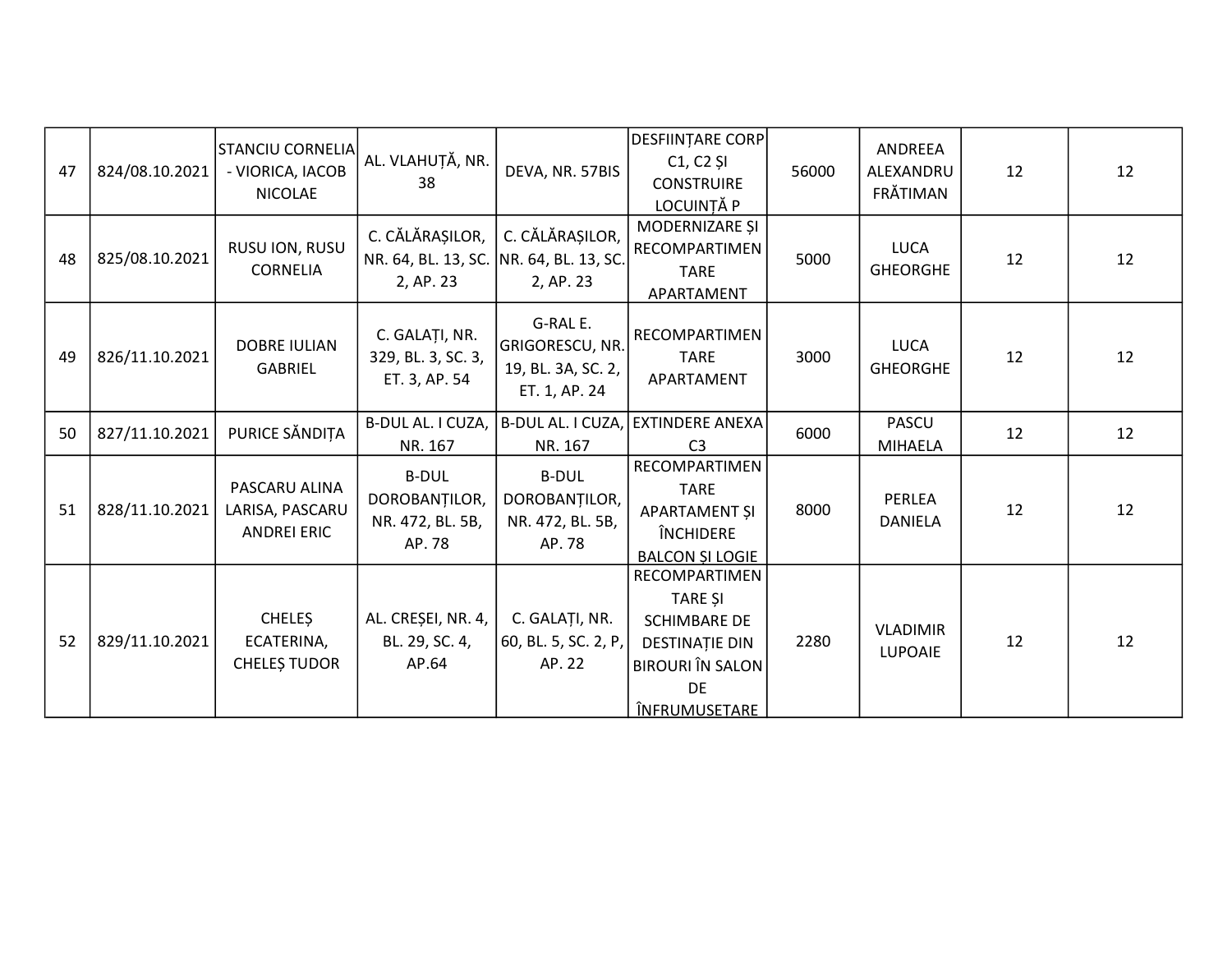| | | | | | | | | | |
|---|---|---|---|---|---|---|---|---|---|
| 47 | 824/08.10.2021 | STANCIU CORNELIA - VIORICA, IACOB NICOLAE | AL. VLAHUȚĂ, NR. 38 | DEVA, NR. 57BIS | DESFIINȚARE CORP C1, C2 ȘI CONSTRUIRE LOCUINȚĂ P | 56000 | ANDREEA ALEXANDRU FRĂTIMAN | 12 | 12 |
| 48 | 825/08.10.2021 | RUSU ION, RUSU CORNELIA | C. CĂLĂRAȘILOR, NR. 64, BL. 13, SC. 2, AP. 23 | C. CĂLĂRAȘILOR, NR. 64, BL. 13, SC. 2, AP. 23 | MODERNIZARE ȘI RECOMPARTIMENTARE APARTAMENT | 5000 | LUCA GHEORGHE | 12 | 12 |
| 49 | 826/11.10.2021 | DOBRE IULIAN GABRIEL | C. GALAȚI, NR. 329, BL. 3, SC. 3, ET. 3, AP. 54 | G-RAL E. GRIGORESCU, NR. 19, BL. 3A, SC. 2, ET. 1, AP. 24 | RECOMPARTIMENTARE APARTAMENT | 3000 | LUCA GHEORGHE | 12 | 12 |
| 50 | 827/11.10.2021 | PURICE SĂNDIȚA | B-DUL AL. I CUZA, NR. 167 | B-DUL AL. I CUZA, NR. 167 | EXTINDERE ANEXA C3 | 6000 | PASCU MIHAELA | 12 | 12 |
| 51 | 828/11.10.2021 | PASCARU ALINA LARISA, PASCARU ANDREI ERIC | B-DUL DOROBANȚILOR, NR. 472, BL. 5B, AP. 78 | B-DUL DOROBANȚILOR, NR. 472, BL. 5B, AP. 78 | RECOMPARTIMENTARE APARTAMENT ȘI ÎNCHIDERE BALCON ȘI LOGIE | 8000 | PERLEA DANIELA | 12 | 12 |
| 52 | 829/11.10.2021 | CHELEȘ ECATERINA, CHELEȘ TUDOR | AL. CREȘEI, NR. 4, BL. 29, SC. 4, AP.64 | C. GALAȚI, NR. 60, BL. 5, SC. 2, P, AP. 22 | RECOMPARTIMENTARE ȘI SCHIMBARE DE DESTINAȚIE DIN BIROURI ÎN SALON DE ÎNFRUMUSEȚARE | 2280 | VLADIMIR LUPOAIE | 12 | 12 |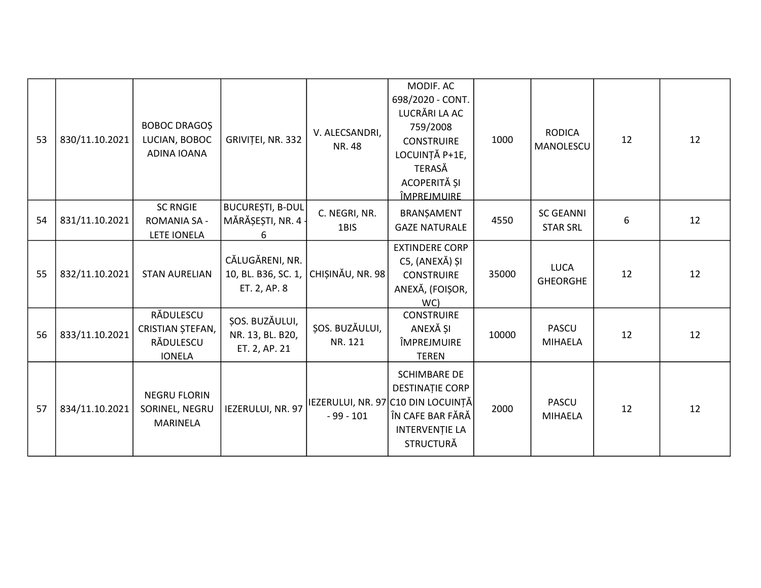| | | | | | | | | | |
|---|---|---|---|---|---|---|---|---|---|
| 53 | 830/11.10.2021 | BOBOC DRAGOȘ LUCIAN, BOBOC ADINA IOANA | GRIVIȚEI, NR. 332 | V. ALECSANDRI, NR. 48 | MODIF. AC 698/2020 - CONT. LUCRĂRI LA AC 759/2008 CONSTRUIRE LOCUINȚĂ P+1E, TERASĂ ACOPERITĂ ȘI ÎMPREJMUIRE | 1000 | RODICA MANOLESCU | 12 | 12 |
| 54 | 831/11.10.2021 | SC RNGIE ROMANIA SA - LETE IONELA | BUCUREȘTI, B-DUL MĂRĂȘEȘTI, NR. 4 - 6 | C. NEGRI, NR. 1BIS | BRANȘAMENT GAZE NATURALE | 4550 | SC GEANNI STAR SRL | 6 | 12 |
| 55 | 832/11.10.2021 | STAN AURELIAN | CĂLUGĂRENI, NR. 10, BL. B36, SC. 1, ET. 2, AP. 8 | CHIȘINĂU, NR. 98 | EXTINDERE CORP C5, (ANEXĂ) ȘI CONSTRUIRE ANEXĂ, (FOIȘOR, WC) | 35000 | LUCA GHEORGHE | 12 | 12 |
| 56 | 833/11.10.2021 | RĂDULESCU CRISTIAN ȘTEFAN, RĂDULESCU IONELA | ȘOS. BUZĂULUI, NR. 13, BL. B20, ET. 2, AP. 21 | ȘOS. BUZĂULUI, NR. 121 | CONSTRUIRE ANEXĂ ȘI ÎMPREJMUIRE TEREN | 10000 | PASCU MIHAELA | 12 | 12 |
| 57 | 834/11.10.2021 | NEGRU FLORIN SORINEL, NEGRU MARINELA | IEZERULUI, NR. 97 | IEZERULUI, NR. 97 - 99 - 101 | SCHIMBARE DE DESTINAȚIE CORP C10 DIN LOCUINȚĂ ÎN CAFE BAR FĂRĂ INTERVENȚIE LA STRUCTURĂ | 2000 | PASCU MIHAELA | 12 | 12 |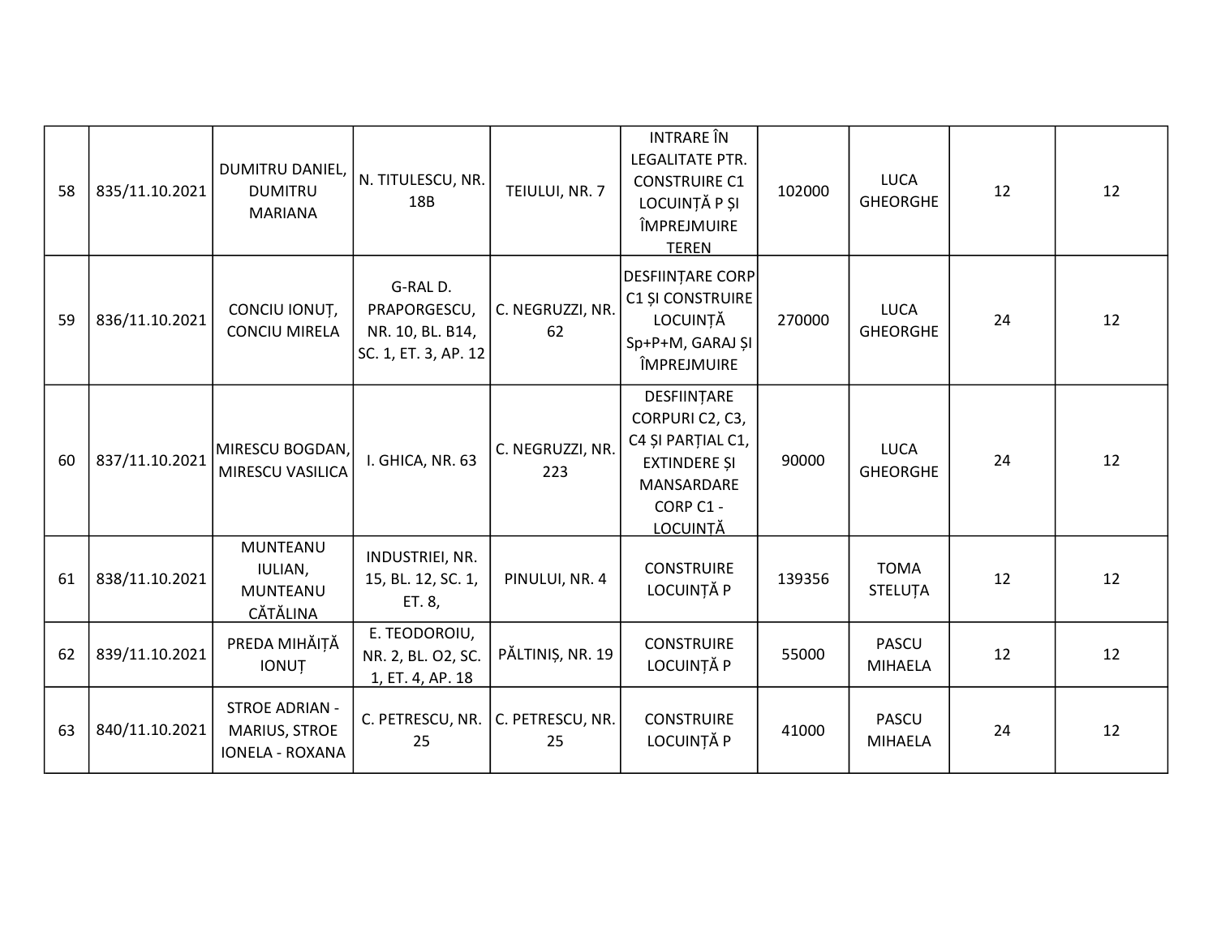| 58 | 835/11.10.2021 | DUMITRU DANIEL, DUMITRU MARIANA | N. TITULESCU, NR. 18B | TEIULUI, NR. 7 | INTRARE ÎN LEGALITATE PTR. CONSTRUIRE C1 LOCUINȚĂ P ȘI ÎMPREJMUIRE TEREN | 102000 | LUCA GHEORGHE | 12 | 12 |
|---|---|---|---|---|---|---|---|---|---|
| 59 | 836/11.10.2021 | CONCIU IONUȚ, CONCIU MIRELA | G-RAL D. PRAPORGESCU, NR. 10, BL. B14, SC. 1, ET. 3, AP. 12 | C. NEGRUZZI, NR. 62 | DESFIINȚARE CORP C1 ȘI CONSTRUIRE LOCUINȚĂ Sp+P+M, GARAJ ȘI ÎMPREJMUIRE | 270000 | LUCA GHEORGHE | 24 | 12 |
| 60 | 837/11.10.2021 | MIRESCU BOGDAN, MIRESCU VASILICA | I. GHICA, NR. 63 | C. NEGRUZZI, NR. 223 | DESFIINȚARE CORPURI C2, C3, C4 ȘI PARȚIAL C1, EXTINDERE ȘI MANSARDARE CORP C1 - LOCUINȚĂ | 90000 | LUCA GHEORGHE | 24 | 12 |
| 61 | 838/11.10.2021 | MUNTEANU IULIAN, MUNTEANU CĂTĂLINA | INDUSTRIEI, NR. 15, BL. 12, SC. 1, ET. 8, | PINULUI, NR. 4 | CONSTRUIRE LOCUINȚĂ P | 139356 | TOMA STELUȚA | 12 | 12 |
| 62 | 839/11.10.2021 | PREDA MIHĂIȚĂ IONUȚ | E. TEODOROIU, NR. 2, BL. O2, SC. 1, ET. 4, AP. 18 | PĂLTINIȘ, NR. 19 | CONSTRUIRE LOCUINȚĂ P | 55000 | PASCU MIHAELA | 12 | 12 |
| 63 | 840/11.10.2021 | STROE ADRIAN - MARIUS, STROE IONELA - ROXANA | C. PETRESCU, NR. 25 | C. PETRESCU, NR. 25 | CONSTRUIRE LOCUINȚĂ P | 41000 | PASCU MIHAELA | 24 | 12 |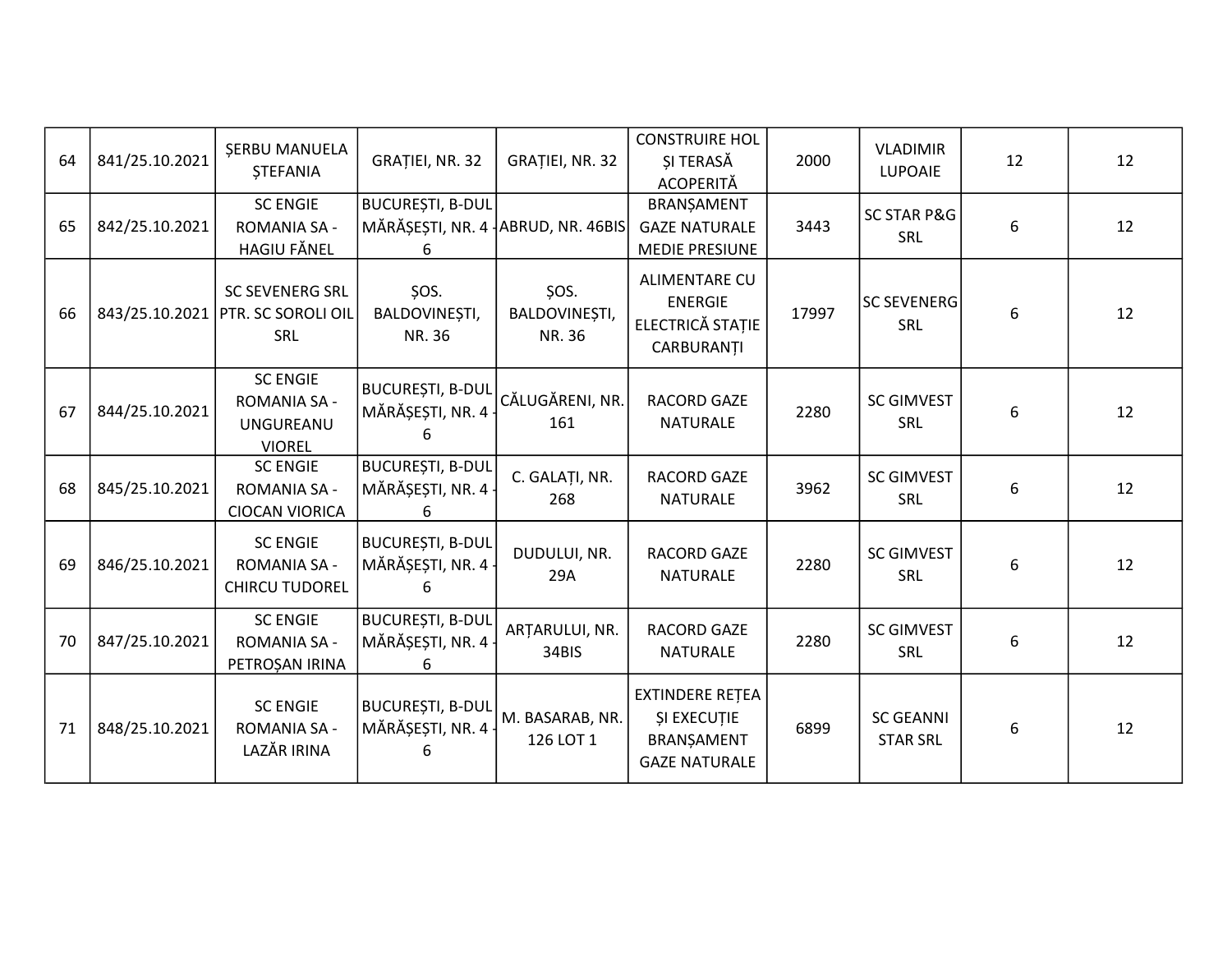| | | | | | | | | | |
|---|---|---|---|---|---|---|---|---|---|
| 64 | 841/25.10.2021 | ȘERBU MANUELA ȘTEFANIA | GRAȚIEI, NR. 32 | GRAȚIEI, NR. 32 | CONSTRUIRE HOL ȘI TERASĂ ACOPERITĂ | 2000 | VLADIMIR LUPOAIE | 12 | 12 |
| 65 | 842/25.10.2021 | SC ENGIE ROMANIA SA - HAGIU FĂNEL | BUCUREȘTI, B-DUL MĂRĂȘEȘTI, NR. 4 - 6 | ABRUD, NR. 46BIS | BRANȘAMENT GAZE NATURALE MEDIE PRESIUNE | 3443 | SC STAR P&G SRL | 6 | 12 |
| 66 | 843/25.10.2021 | SC SEVENERG SRL PTR. SC SOROLI OIL SRL | ȘOS. BALDOVINEȘTI, NR. 36 | ȘOS. BALDOVINEȘTI, NR. 36 | ALIMENTARE CU ENERGIE ELECTRICĂ STAȚIE CARBURANȚI | 17997 | SC SEVENERG SRL | 6 | 12 |
| 67 | 844/25.10.2021 | SC ENGIE ROMANIA SA - UNGUREANU VIOREL | BUCUREȘTI, B-DUL MĂRĂȘEȘTI, NR. 4 - 6 | CĂLUGĂRENI, NR. 161 | RACORD GAZE NATURALE | 2280 | SC GIMVEST SRL | 6 | 12 |
| 68 | 845/25.10.2021 | SC ENGIE ROMANIA SA - CIOCAN VIORICA | BUCUREȘTI, B-DUL MĂRĂȘEȘTI, NR. 4 - 6 | C. GALAȚI, NR. 268 | RACORD GAZE NATURALE | 3962 | SC GIMVEST SRL | 6 | 12 |
| 69 | 846/25.10.2021 | SC ENGIE ROMANIA SA - CHIRCU TUDOREL | BUCUREȘTI, B-DUL MĂRĂȘEȘTI, NR. 4 - 6 | DUDULUI, NR. 29A | RACORD GAZE NATURALE | 2280 | SC GIMVEST SRL | 6 | 12 |
| 70 | 847/25.10.2021 | SC ENGIE ROMANIA SA - PETROȘAN IRINA | BUCUREȘTI, B-DUL MĂRĂȘEȘTI, NR. 4 - 6 | ARȚARULUI, NR. 34BIS | RACORD GAZE NATURALE | 2280 | SC GIMVEST SRL | 6 | 12 |
| 71 | 848/25.10.2021 | SC ENGIE ROMANIA SA - LAZĂR IRINA | BUCUREȘTI, B-DUL MĂRĂȘEȘTI, NR. 4 - 6 | M. BASARAB, NR. 126 LOT 1 | EXTINDERE REȚEA ȘI EXECUȚIE BRANȘAMENT GAZE NATURALE | 6899 | SC GEANNI STAR SRL | 6 | 12 |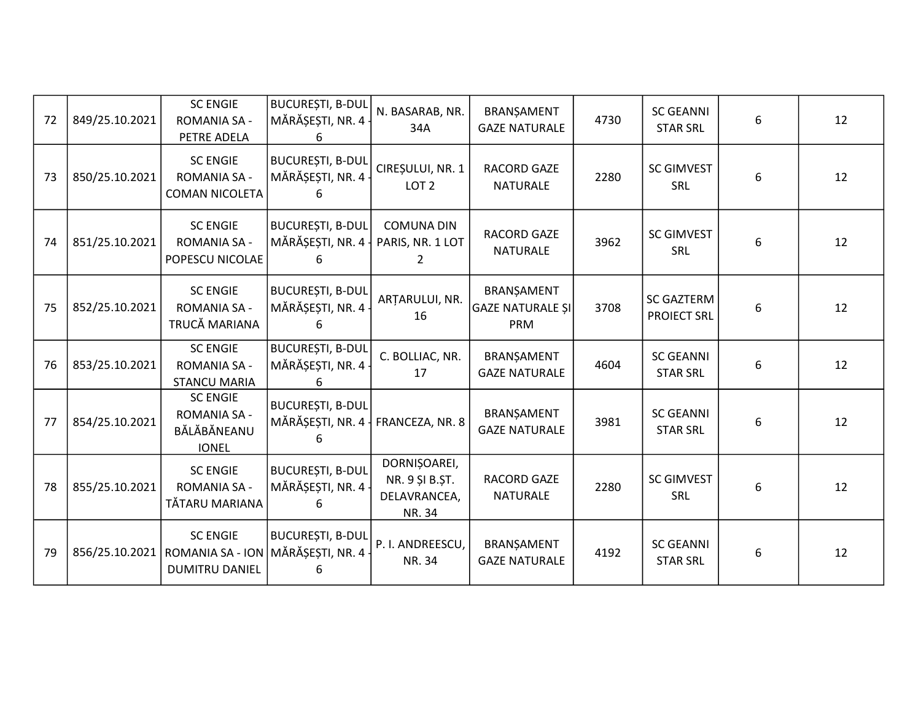| 72 | 849/25.10.2021 | SC ENGIE ROMANIA SA - PETRE ADELA | BUCUREȘTI, B-DUL MĂRĂȘEȘTI, NR. 4 - 6 | N. BASARAB, NR. 34A | BRANȘAMENT GAZE NATURALE | 4730 | SC GEANNI STAR SRL | 6 | 12 |
|---|---|---|---|---|---|---|---|---|---|
| 73 | 850/25.10.2021 | SC ENGIE ROMANIA SA - COMAN NICOLETA | BUCUREȘTI, B-DUL MĂRĂȘEȘTI, NR. 4 - 6 | CIREȘULUI, NR. 1 LOT 2 | RACORD GAZE NATURALE | 2280 | SC GIMVEST SRL | 6 | 12 |
| 74 | 851/25.10.2021 | SC ENGIE ROMANIA SA - POPESCU NICOLAE | BUCUREȘTI, B-DUL MĂRĂȘEȘTI, NR. 4 - 6 | COMUNA DIN PARIS, NR. 1 LOT 2 | RACORD GAZE NATURALE | 3962 | SC GIMVEST SRL | 6 | 12 |
| 75 | 852/25.10.2021 | SC ENGIE ROMANIA SA - TRUCĂ MARIANA | BUCUREȘTI, B-DUL MĂRĂȘEȘTI, NR. 4 - 6 | ARȚARULUI, NR. 16 | BRANȘAMENT GAZE NATURALE ȘI PRM | 3708 | SC GAZTERM PROIECT SRL | 6 | 12 |
| 76 | 853/25.10.2021 | SC ENGIE ROMANIA SA - STANCU MARIA | BUCUREȘTI, B-DUL MĂRĂȘEȘTI, NR. 4 - 6 | C. BOLLIAC, NR. 17 | BRANȘAMENT GAZE NATURALE | 4604 | SC GEANNI STAR SRL | 6 | 12 |
| 77 | 854/25.10.2021 | SC ENGIE ROMANIA SA - BĂLĂBĂNEANU IONEL | BUCUREȘTI, B-DUL MĂRĂȘEȘTI, NR. 4 - 6 | FRANCEZA, NR. 8 | BRANȘAMENT GAZE NATURALE | 3981 | SC GEANNI STAR SRL | 6 | 12 |
| 78 | 855/25.10.2021 | SC ENGIE ROMANIA SA - TĂTARU MARIANA | BUCUREȘTI, B-DUL MĂRĂȘEȘTI, NR. 4 - 6 | DORNIȘOAREI, NR. 9 ȘI B.ȘT. DELAVRANCEA, NR. 34 | RACORD GAZE NATURALE | 2280 | SC GIMVEST SRL | 6 | 12 |
| 79 | 856/25.10.2021 | SC ENGIE ROMANIA SA - ION DUMITRU DANIEL | BUCUREȘTI, B-DUL MĂRĂȘEȘTI, NR. 4 - 6 | P. I. ANDREESCU, NR. 34 | BRANȘAMENT GAZE NATURALE | 4192 | SC GEANNI STAR SRL | 6 | 12 |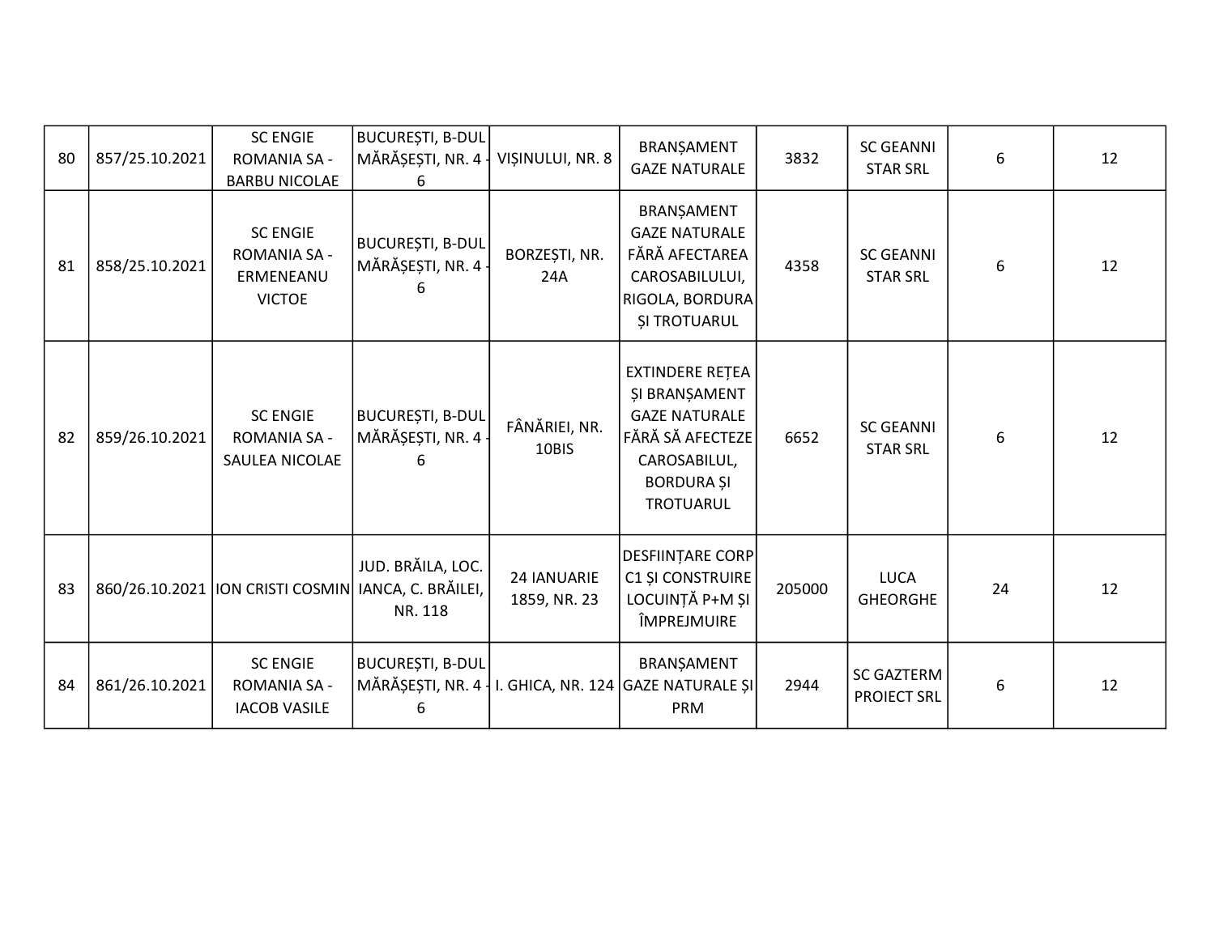| 80 | 857/25.10.2021 | SC ENGIE ROMANIA SA - BARBU NICOLAE | BUCUREȘTI, B-DUL MĂRĂȘEȘTI, NR. 4 - 6 | VIȘINULUI, NR. 8 | BRANȘAMENT GAZE NATURALE | 3832 | SC GEANNI STAR SRL | 6 | 12 |
|---|---|---|---|---|---|---|---|---|---|
| 81 | 858/25.10.2021 | SC ENGIE ROMANIA SA - ERMENEANU VICTOE | BUCUREȘTI, B-DUL MĂRĂȘEȘTI, NR. 4 - 6 | BORZEȘTI, NR. 24A | BRANȘAMENT GAZE NATURALE FĂRĂ AFECTAREA CAROSABILULUI, RIGOLA, BORDURA ȘI TROTUARUL | 4358 | SC GEANNI STAR SRL | 6 | 12 |
| 82 | 859/26.10.2021 | SC ENGIE ROMANIA SA - SAULEA NICOLAE | BUCUREȘTI, B-DUL MĂRĂȘEȘTI, NR. 4 - 6 | FÂNĂRIEI, NR. 10BIS | EXTINDERE REȚEA ȘI BRANȘAMENT GAZE NATURALE FĂRĂ SĂ AFECTEZE CAROSABILUL, BORDURA ȘI TROTUARUL | 6652 | SC GEANNI STAR SRL | 6 | 12 |
| 83 | 860/26.10.2021 | ION CRISTI COSMIN | JUD. BRĂILA, LOC. IANCA, C. BRĂILEI, NR. 118 | 24 IANUARIE 1859, NR. 23 | DESFIINȚARE CORP C1 ȘI CONSTRUIRE LOCUINȚĂ P+M ȘI ÎMPREJMUIRE | 205000 | LUCA GHEORGHE | 24 | 12 |
| 84 | 861/26.10.2021 | SC ENGIE ROMANIA SA - IACOB VASILE | BUCUREȘTI, B-DUL MĂRĂȘEȘTI, NR. 4 - 6 | I. GHICA, NR. 124 | BRANȘAMENT GAZE NATURALE ȘI PRM | 2944 | SC GAZTERM PROIECT SRL | 6 | 12 |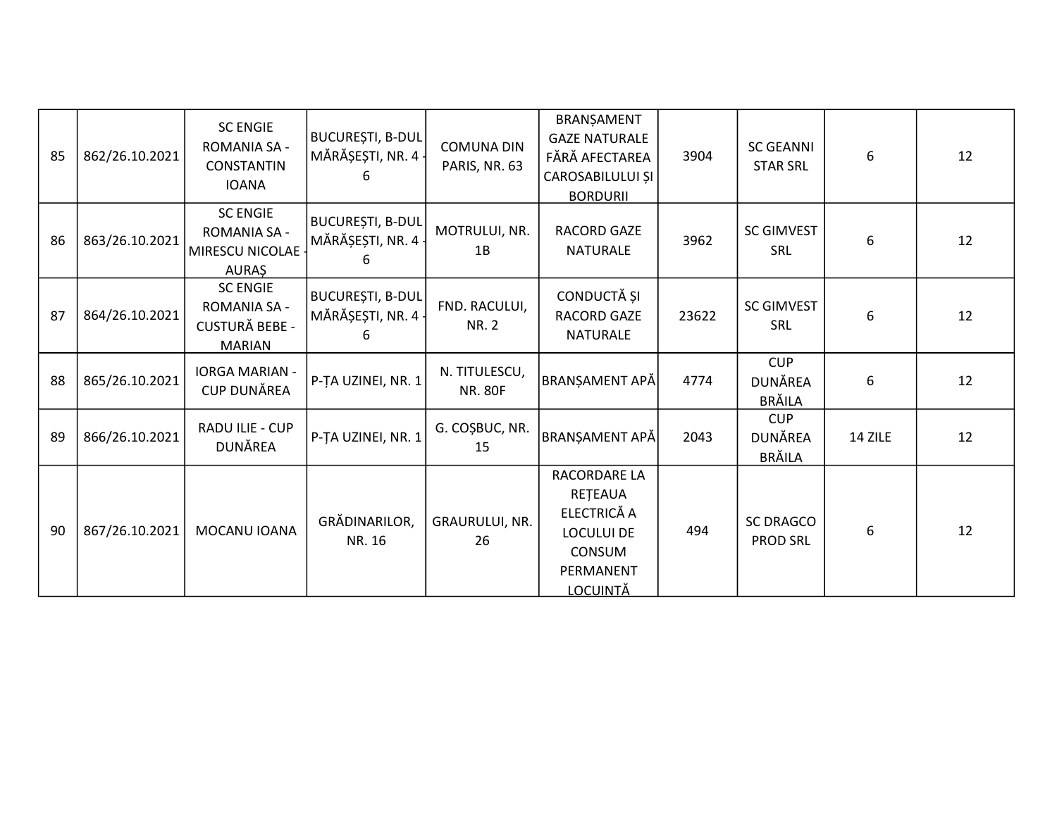| 85 | 862/26.10.2021 | SC ENGIE ROMANIA SA - CONSTANTIN IOANA | BUCUREȘTI, B-DUL MĂRĂȘEȘTI, NR. 4 - 6 | COMUNA DIN PARIS, NR. 63 | BRANȘAMENT GAZE NATURALE FĂRĂ AFECTAREA CAROSABILULUI ȘI BORDURII | 3904 | SC GEANNI STAR SRL | 6 | 12 |
|---|---|---|---|---|---|---|---|---|---|
| 86 | 863/26.10.2021 | SC ENGIE ROMANIA SA - MIRESCU NICOLAE - AURAȘ | BUCUREȘTI, B-DUL MĂRĂȘEȘTI, NR. 4 - 6 | MOTRULUI, NR. 1B | RACORD GAZE NATURALE | 3962 | SC GIMVEST SRL | 6 | 12 |
| 87 | 864/26.10.2021 | SC ENGIE ROMANIA SA - CUSTURĂ BEBE - MARIAN | BUCUREȘTI, B-DUL MĂRĂȘEȘTI, NR. 4 - 6 | FND. RACULUI, NR. 2 | CONDUCTĂ ȘI RACORD GAZE NATURALE | 23622 | SC GIMVEST SRL | 6 | 12 |
| 88 | 865/26.10.2021 | IORGA MARIAN - CUP DUNĂREA | P-ȚA UZINEI, NR. 1 | N. TITULESCU, NR. 80F | BRANȘAMENT APĂ | 4774 | CUP DUNĂREA BRĂILA | 6 | 12 |
| 89 | 866/26.10.2021 | RADU ILIE - CUP DUNĂREA | P-ȚA UZINEI, NR. 1 | G. COȘBUC, NR. 15 | BRANȘAMENT APĂ | 2043 | CUP DUNĂREA BRĂILA | 14 ZILE | 12 |
| 90 | 867/26.10.2021 | MOCANU IOANA | GRĂDINARILOR, NR. 16 | GRAURULUI, NR. 26 | RACORDARE LA REȚEAUA ELECTRICĂ A LOCULUI DE CONSUM PERMANENT LOCUINȚĂ | 494 | SC DRAGCO PROD SRL | 6 | 12 |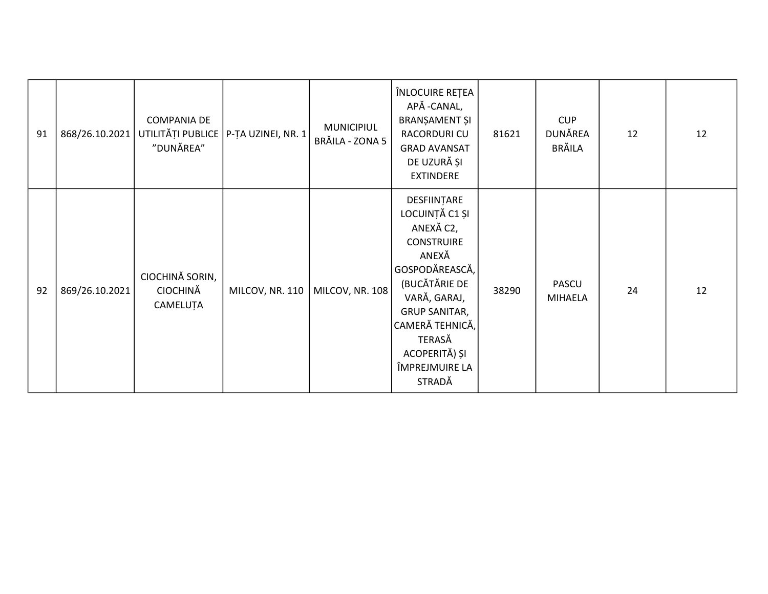| 91 | 868/26.10.2021 | COMPANIA DE UTILITĂȚI PUBLICE ”DUNĂREA” | P-ȚA UZINEI, NR. 1 | MUNICIPIUL BRĂILA - ZONA 5 | ÎNLOCUIRE REȚEA APĂ -CANAL, BRANȘAMENT ȘI RACORDURI CU GRAD AVANSAT DE UZURĂ ȘI EXTINDERE | 81621 | CUP DUNĂREA BRĂILA | 12 | 12 |
|---|---|---|---|---|---|---|---|---|---|
| 92 | 869/26.10.2021 | CIOCHINĂ SORIN, CIOCHINĂ CAMELUȚA | MILCOV, NR. 110 | MILCOV, NR. 108 | DESFIINȚARE LOCUINȚĂ C1 ȘI ANEXĂ C2, CONSTRUIRE ANEXĂ GOSPODĂREASCĂ, (BUCĂTĂRIE DE VARĂ, GARAJ, GRUP SANITAR, CAMERĂ TEHNICĂ, TERASĂ ACOPERITĂ) ȘI ÎMPREJMUIRE LA STRADĂ | 38290 | PASCU MIHAELA | 24 | 12 |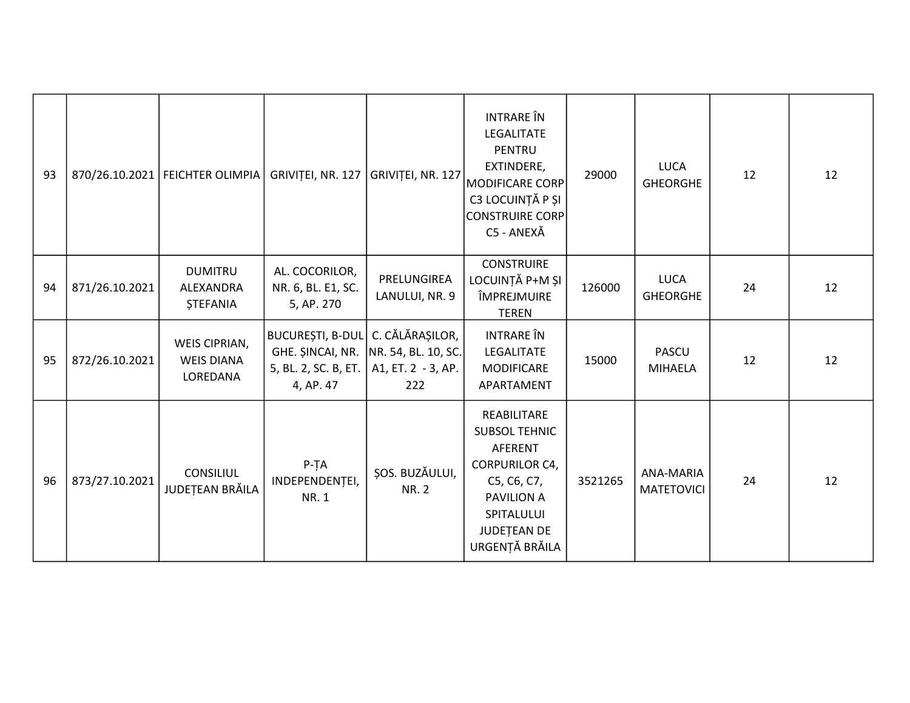| | | | | | | | | | |
|---|---|---|---|---|---|---|---|---|---|
| 93 | 870/26.10.2021 | FEICHTER OLIMPIA | GRIVIȚEI, NR. 127 | GRIVIȚEI, NR. 127 | INTRARE ÎN LEGALITATE PENTRU EXTINDERE, MODIFICARE CORP C3 LOCUINȚĂ P ȘI CONSTRUIRE CORP C5 - ANEXĂ | 29000 | LUCA GHEORGHE | 12 | 12 |
| 94 | 871/26.10.2021 | DUMITRU ALEXANDRA ȘTEFANIA | AL. COCORILOR, NR. 6, BL. E1, SC. 5, AP. 270 | PRELUNGIREA LANULUI, NR. 9 | CONSTRUIRE LOCUINȚĂ P+M ȘI ÎMPREJMUIRE TEREN | 126000 | LUCA GHEORGHE | 24 | 12 |
| 95 | 872/26.10.2021 | WEIS CIPRIAN, WEIS DIANA LOREDANA | BUCUREȘTI, B-DUL GHE. ȘINCAI, NR. 5, BL. 2, SC. B, ET. 4, AP. 47 | C. CĂLĂRAȘILOR, NR. 54, BL. 10, SC. A1, ET. 2 - 3, AP. 222 | INTRARE ÎN LEGALITATE MODIFICARE APARTAMENT | 15000 | PASCU MIHAELA | 12 | 12 |
| 96 | 873/27.10.2021 | CONSILIUL JUDEȚEAN BRĂILA | P-ȚA INDEPENDENȚEI, NR. 1 | ȘOS. BUZĂULUI, NR. 2 | REABILITARE SUBSOL TEHNIC AFERENT CORPURILOR C4, C5, C6, C7, PAVILION A SPITALULUI JUDEȚEAN DE URGENȚĂ BRĂILA | 3521265 | ANA-MARIA MATETOVICI | 24 | 12 |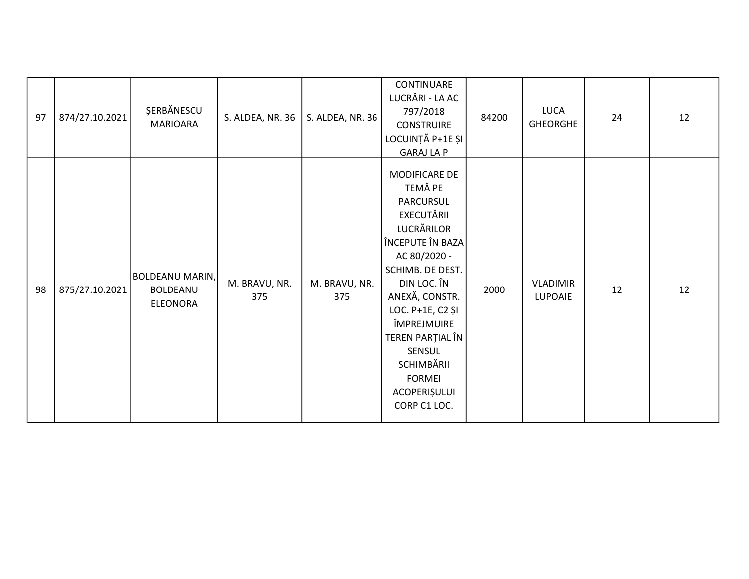| | | | | | | | | | |
|---|---|---|---|---|---|---|---|---|---|
| 97 | 874/27.10.2021 | ȘERBĂNESCU MARIOARA | S. ALDEA, NR. 36 | S. ALDEA, NR. 36 | CONTINUARE LUCRĂRI - LA AC 797/2018 CONSTRUIRE LOCUINȚĂ P+1E ȘI GARAJ LA P | 84200 | LUCA GHEORGHE | 24 | 12 |
| 98 | 875/27.10.2021 | BOLDEANU MARIN, BOLDEANU ELEONORA | M. BRAVU, NR. 375 | M. BRAVU, NR. 375 | MODIFICARE DE TEMĂ PE PARCURSUL EXECUTĂRII LUCRĂRILOR ÎNCEPUTE ÎN BAZA AC 80/2020 - SCHIMB. DE DEST. DIN LOC. ÎN ANEXĂ, CONSTR. LOC. P+1E, C2 ȘI ÎMPREJMUIRE TEREN PARȚIAL ÎN SENSUL SCHIMBĂRII FORMEI ACOPERIȘULUI CORP C1 LOC. | 2000 | VLADIMIR LUPOAIE | 12 | 12 |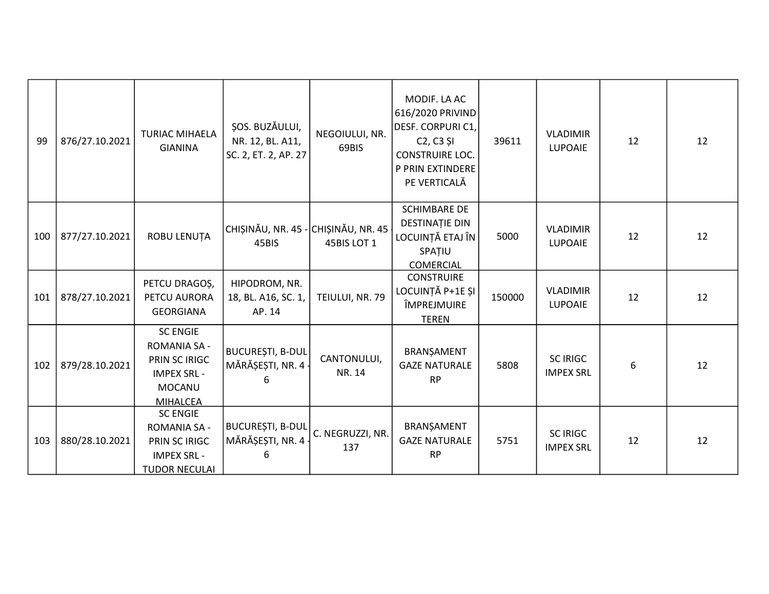| | | | | | | | | | |
|---|---|---|---|---|---|---|---|---|---|
| 99 | 876/27.10.2021 | TURIAC MIHAELA GIANINA | ȘOS. BUZĂULUI, NR. 12, BL. A11, SC. 2, ET. 2, AP. 27 | NEGOIULUI, NR. 69BIS | MODIF. LA AC 616/2020 PRIVIND DESF. CORPURI C1, C2, C3 ȘI CONSTRUIRE LOC. P PRIN EXTINDERE PE VERTICALĂ | 39611 | VLADIMIR LUPOAIE | 12 | 12 |
| 100 | 877/27.10.2021 | ROBU LENUȚA | CHIȘINĂU, NR. 45 - 45BIS | CHIȘINĂU, NR. 45 - 45BIS LOT 1 | SCHIMBARE DE DESTINAȚIE DIN LOCUINȚĂ ETAJ ÎN SPAȚIU COMERCIAL | 5000 | VLADIMIR LUPOAIE | 12 | 12 |
| 101 | 878/27.10.2021 | PETCU DRAGOȘ, PETCU AURORA GEORGIANA | HIPODROM, NR. 18, BL. A16, SC. 1, AP. 14 | TEIULUI, NR. 79 | CONSTRUIRE LOCUINȚĂ P+1E ȘI ÎMPREJMUIRE TEREN | 150000 | VLADIMIR LUPOAIE | 12 | 12 |
| 102 | 879/28.10.2021 | SC ENGIE ROMANIA SA - PRIN SC IRIGC IMPEX SRL - MOCANU MIHALCEA | BUCUREȘTI, B-DUL MĂRĂȘEȘTI, NR. 4 - 6 | CANTONULUI, NR. 14 | BRANȘAMENT GAZE NATURALE RP | 5808 | SC IRIGC IMPEX SRL | 6 | 12 |
| 103 | 880/28.10.2021 | SC ENGIE ROMANIA SA - PRIN SC IRIGC IMPEX SRL - TUDOR NECULAI | BUCUREȘTI, B-DUL MĂRĂȘEȘTI, NR. 4 - 6 | C. NEGRUZZI, NR. 137 | BRANȘAMENT GAZE NATURALE RP | 5751 | SC IRIGC IMPEX SRL | 12 | 12 |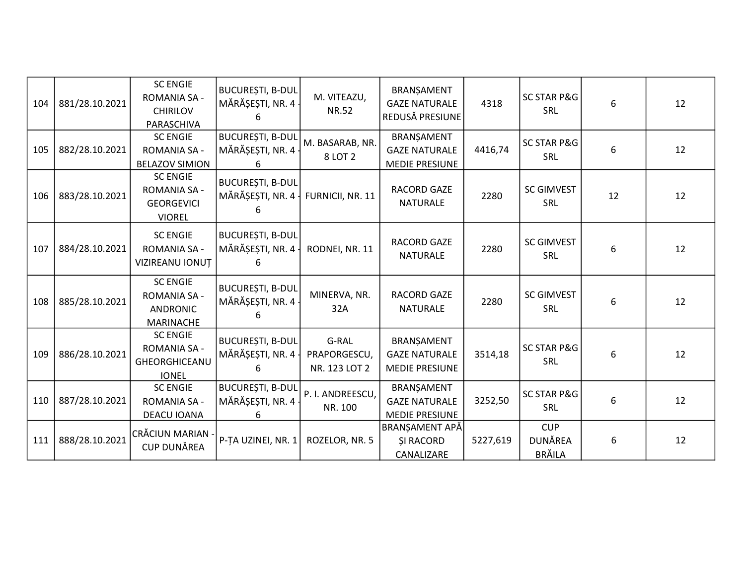| 104 | 881/28.10.2021 | SC ENGIE ROMANIA SA - CHIRILOV PARASCHIVA | BUCUREȘTI, B-DUL MĂRĂȘEȘTI, NR. 4 - 6 | M. VITEAZU, NR.52 | BRANȘAMENT GAZE NATURALE REDUSĂ PRESIUNE | 4318 | SC STAR P&G SRL | 6 | 12 |
|---|---|---|---|---|---|---|---|---|---|
| 105 | 882/28.10.2021 | SC ENGIE ROMANIA SA - BELAZOV SIMION | BUCUREȘTI, B-DUL MĂRĂȘEȘTI, NR. 4 - 6 | M. BASARAB, NR. 8 LOT 2 | BRANȘAMENT GAZE NATURALE MEDIE PRESIUNE | 4416,74 | SC STAR P&G SRL | 6 | 12 |
| 106 | 883/28.10.2021 | SC ENGIE ROMANIA SA - GEORGEVICI VIOREL | BUCUREȘTI, B-DUL MĂRĂȘEȘTI, NR. 4 - 6 | FURNICII, NR. 11 | RACORD GAZE NATURALE | 2280 | SC GIMVEST SRL | 12 | 12 |
| 107 | 884/28.10.2021 | SC ENGIE ROMANIA SA - VIZIREANU IONUȚ | BUCUREȘTI, B-DUL MĂRĂȘEȘTI, NR. 4 - 6 | RODNEI, NR. 11 | RACORD GAZE NATURALE | 2280 | SC GIMVEST SRL | 6 | 12 |
| 108 | 885/28.10.2021 | SC ENGIE ROMANIA SA - ANDRONIC MARINACHE | BUCUREȘTI, B-DUL MĂRĂȘEȘTI, NR. 4 - 6 | MINERVA, NR. 32A | RACORD GAZE NATURALE | 2280 | SC GIMVEST SRL | 6 | 12 |
| 109 | 886/28.10.2021 | SC ENGIE ROMANIA SA - GHEORGHICEANU IONEL | BUCUREȘTI, B-DUL MĂRĂȘEȘTI, NR. 4 - 6 | G-RAL PRAPORGESCU, NR. 123 LOT 2 | BRANȘAMENT GAZE NATURALE MEDIE PRESIUNE | 3514,18 | SC STAR P&G SRL | 6 | 12 |
| 110 | 887/28.10.2021 | SC ENGIE ROMANIA SA - DEACU IOANA | BUCUREȘTI, B-DUL MĂRĂȘEȘTI, NR. 4 - 6 | P. I. ANDREESCU, NR. 100 | BRANȘAMENT GAZE NATURALE MEDIE PRESIUNE | 3252,50 | SC STAR P&G SRL | 6 | 12 |
| 111 | 888/28.10.2021 | CRĂCIUN MARIAN - CUP DUNĂREA | P-ȚA UZINEI, NR. 1 | ROZELOR, NR. 5 | BRANȘAMENT APĂ ȘI RACORD CANALIZARE | 5227,619 | CUP DUNĂREA BRĂILA | 6 | 12 |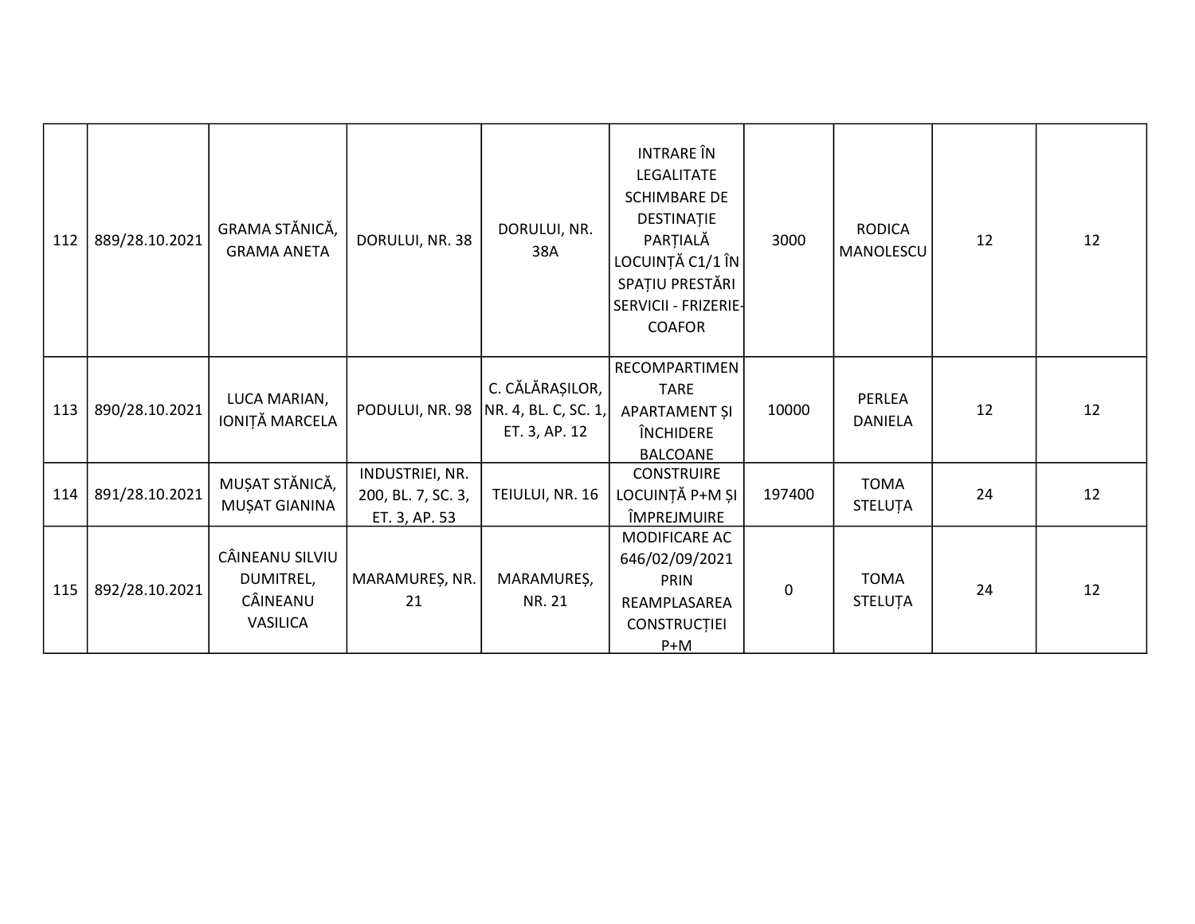| 112 | 889/28.10.2021 | GRAMA STĂNICĂ, GRAMA ANETA | DORULUI, NR. 38 | DORULUI, NR. 38A | INTRARE ÎN LEGALITATE SCHIMBARE DE DESTINAȚIE PARȚIALĂ LOCUINȚĂ C1/1 ÎN SPAȚIU PRESTĂRI SERVICII - FRIZERIE-COAFOR | 3000 | RODICA MANOLESCU | 12 | 12 |
|---|---|---|---|---|---|---|---|---|---|
| 113 | 890/28.10.2021 | LUCA MARIAN, IONIȚĂ MARCELA | PODULUI, NR. 98 | C. CĂLĂRAȘILOR, NR. 4, BL. C, SC. 1, ET. 3, AP. 12 | RECOMPARTIMENTARE APARTAMENT ȘI ÎNCHIDERE BALCOANE | 10000 | PERLEA DANIELA | 12 | 12 |
| 114 | 891/28.10.2021 | MUȘAT STĂNICĂ, MUȘAT GIANINA | INDUSTRIEI, NR. 200, BL. 7, SC. 3, ET. 3, AP. 53 | TEIULUI, NR. 16 | CONSTRUIRE LOCUINȚĂ P+M ȘI ÎMPREJMUIRE | 197400 | TOMA STELUȚA | 24 | 12 |
| 115 | 892/28.10.2021 | CÂINEANU SILVIU DUMITREL, CÂINEANU VASILICA | MARAMUREȘ, NR. 21 | MARAMUREȘ, NR. 21 | MODIFICARE AC 646/02/09/2021 PRIN REAMPLASAREA CONSTRUCȚIEI P+M | 0 | TOMA STELUȚA | 24 | 12 |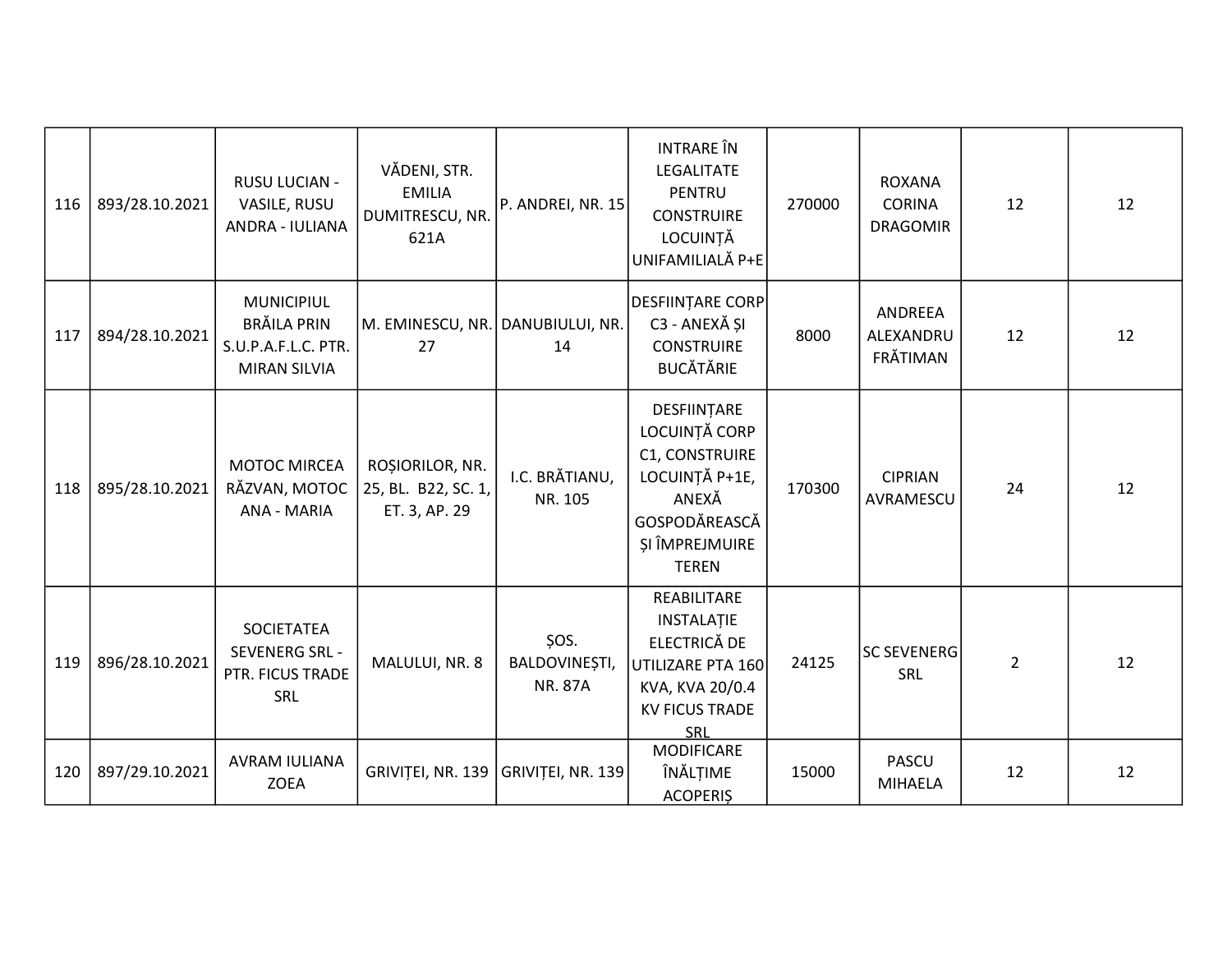| | | | | | | | | | |
|---|---|---|---|---|---|---|---|---|---|
| 116 | 893/28.10.2021 | RUSU LUCIAN - VASILE, RUSU ANDRA - IULIANA | VĂDENI, STR. EMILIA DUMITRESCU, NR. 621A | P. ANDREI, NR. 15 | INTRARE ÎN LEGALITATE PENTRU CONSTRUIRE LOCUINȚĂ UNIFAMILIALĂ P+E | 270000 | ROXANA CORINA DRAGOMIR | 12 | 12 |
| 117 | 894/28.10.2021 | MUNICIPIUL BRĂILA PRIN S.U.P.A.F.L.C. PTR. MIRAN SILVIA | M. EMINESCU, NR. 27 | DANUBIULUI, NR. 14 | DESFIINȚARE CORP C3 - ANEXĂ ȘI CONSTRUIRE BUCĂTĂRIE | 8000 | ANDREEA ALEXANDRU FRĂTIMAN | 12 | 12 |
| 118 | 895/28.10.2021 | MOTOC MIRCEA RĂZVAN, MOTOC ANA - MARIA | ROȘIORILOR, NR. 25, BL. B22, SC. 1, ET. 3, AP. 29 | I.C. BRĂTIANU, NR. 105 | DESFIINȚARE LOCUINȚĂ CORP C1, CONSTRUIRE LOCUINȚĂ P+1E, ANEXĂ GOSPODĂREASCĂ ȘI ÎMPREJMUIRE TEREN | 170300 | CIPRIAN AVRAMESCU | 24 | 12 |
| 119 | 896/28.10.2021 | SOCIETATEA SEVENERG SRL - PTR. FICUS TRADE SRL | MALULUI, NR. 8 | ȘOS. BALDOVINEȘTI, NR. 87A | REABILITARE INSTALAȚIE ELECTRICĂ DE UTILIZARE PTA 160 KVA, KVA 20/0.4 KV FICUS TRADE SRL | 24125 | SC SEVENERG SRL | 2 | 12 |
| 120 | 897/29.10.2021 | AVRAM IULIANA ZOEA | GRIVIȚEI, NR. 139 | GRIVIȚEI, NR. 139 | MODIFICARE ÎNĂLȚIME ACOPERIȘ | 15000 | PASCU MIHAELA | 12 | 12 |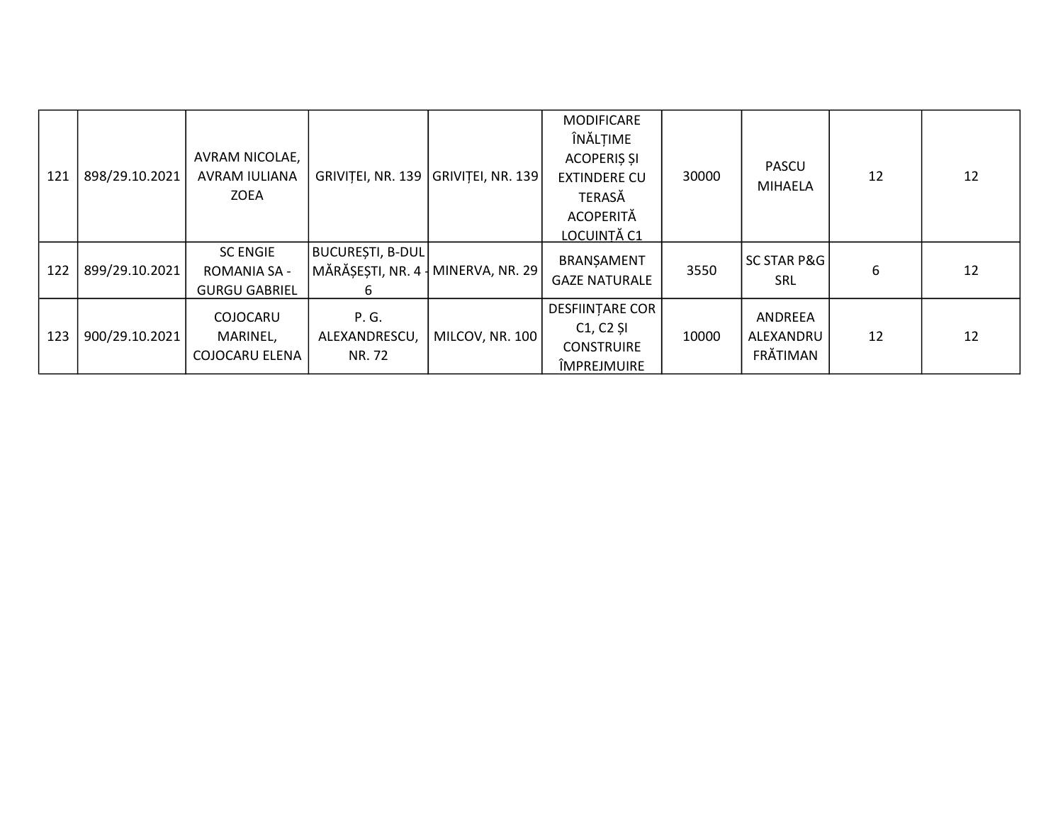| | | | | | | | | | |
|---|---|---|---|---|---|---|---|---|---|
| 121 | 898/29.10.2021 | AVRAM NICOLAE, AVRAM IULIANA ZOEA | GRIVIȚEI, NR. 139 | GRIVIȚEI, NR. 139 | MODIFICARE ÎNĂLȚIME ACOPERIȘ ȘI EXTINDERE CU TERASĂ ACOPERITĂ LOCUINȚĂ C1 | 30000 | PASCU MIHAELA | 12 | 12 |
| 122 | 899/29.10.2021 | SC ENGIE ROMANIA SA - GURGU GABRIEL | BUCUREȘTI, B-DUL MĂRĂȘEȘTI, NR. 4 - 6 | MINERVA, NR. 29 | BRANȘAMENT GAZE NATURALE | 3550 | SC STAR P&G SRL | 6 | 12 |
| 123 | 900/29.10.2021 | COJOCARU MARINEL, COJOCARU ELENA | P. G. ALEXANDRESCU, NR. 72 | MILCOV, NR. 100 | DESFIINȚARE COR C1, C2 ȘI CONSTRUIRE ÎMPREJMUIRE | 10000 | ANDREEA ALEXANDRU FRĂTIMAN | 12 | 12 |